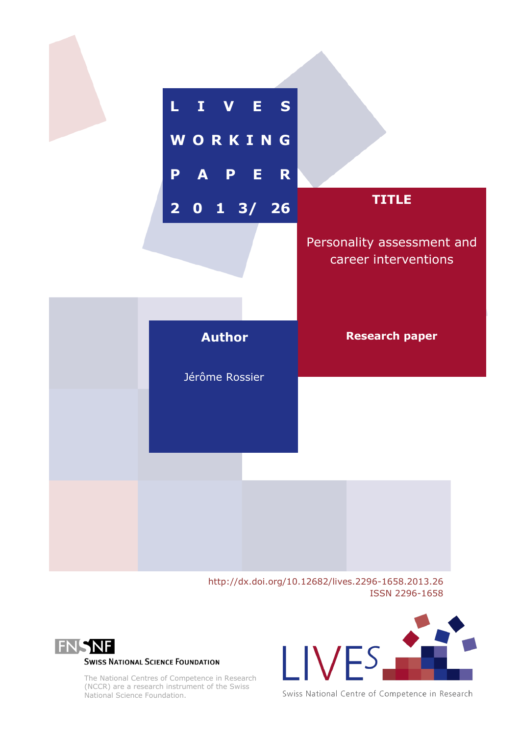# LIVES WORKING PAPER 2013/ 26

## TITLE

Personality assessment and career interventions

**Research paper**

## Author

Jérôme Rossier

http://dx.doi.org/10.12682/lives.2296-1658.2013.26

ISSN 2296-1658

FNSNF

SWISS NATIONAL SCIENCE FOUNDATION

The National Centres of Competence in Research (NCCR) are a research instrument of the Swiss National Science Foundation.

LIVES

Swiss National Centre of Competence in Research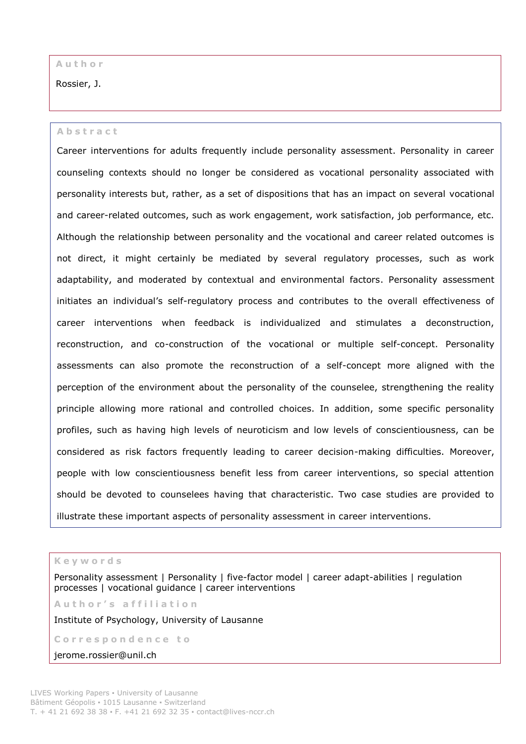**Author**

Rossier, J.

**Abstract**

Career interventions for adults frequently include personality assessment. Personality in career counseling contexts should no longer be considered as vocational personality associated with personality interests but, rather, as a set of dispositions that has an impact on several vocational and career-related outcomes, such as work engagement, work satisfaction, job performance, etc. Although the relationship between personality and the vocational and career related outcomes is not direct, it might certainly be mediated by several regulatory processes, such as work adaptability, and moderated by contextual and environmental factors. Personality assessment initiates an individual's self-regulatory process and contributes to the overall effectiveness of career interventions when feedback is individualized and stimulates a deconstruction, reconstruction, and co-construction of the vocational or multiple self-concept. Personality assessments can also promote the reconstruction of a self-concept more aligned with the perception of the environment about the personality of the counselee, strengthening the reality principle allowing more rational and controlled choices. In addition, some specific personality profiles, such as having high levels of neuroticism and low levels of conscientiousness, can be considered as risk factors frequently leading to career decision-making difficulties. Moreover, people with low conscientiousness benefit less from career interventions, so special attention should be devoted to counselees having that characteristic. Two case studies are provided to illustrate these important aspects of personality assessment in career interventions.

**Keywords**

Personality assessment | Personality | five-factor model | career adapt-abilities | regulation processes | vocational guidance | career interventions

**Author's affiliation**

Institute of Psychology, University of Lausanne

**Correspondence to**

jerome.rossier@unil.ch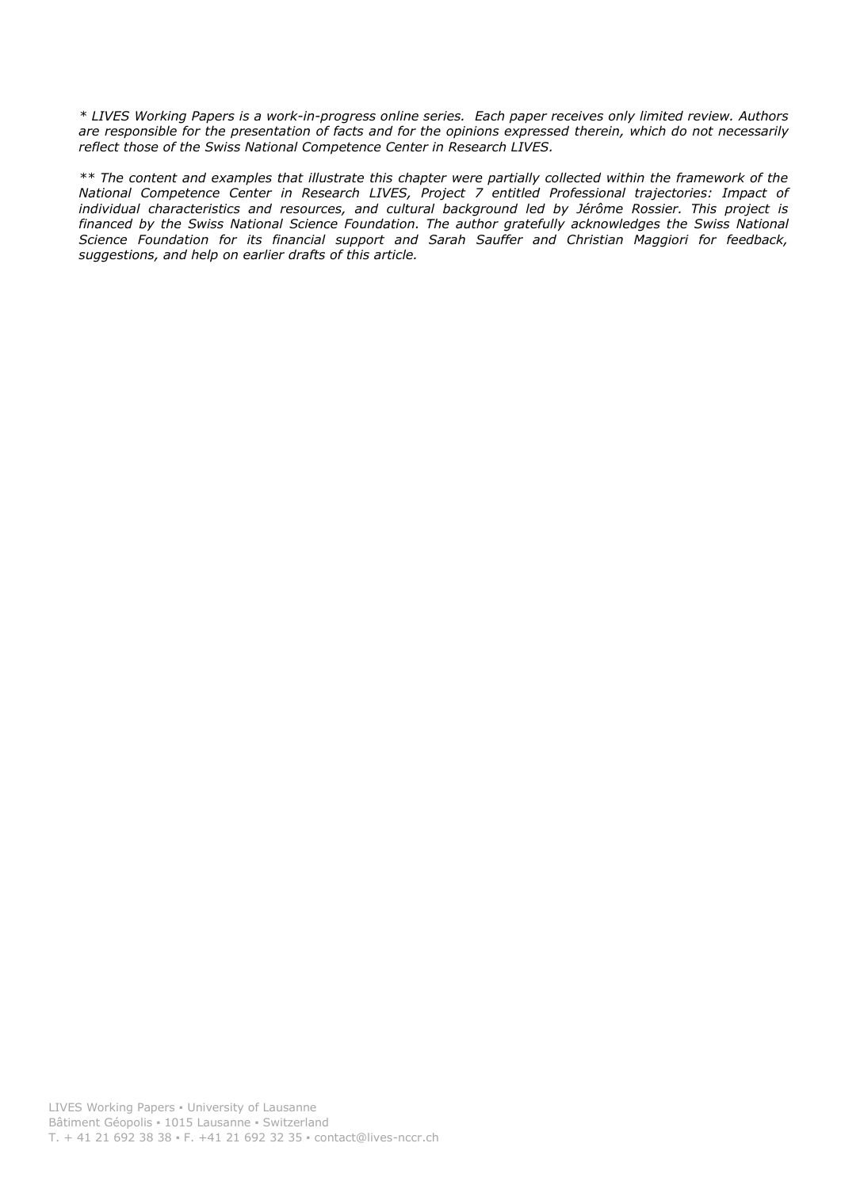*\* LIVES Working Papers is a work-in-progress online series. Each paper receives only limited review. Authors are responsible for the presentation of facts and for the opinions expressed therein, which do not necessarily reflect those of the Swiss National Competence Center in Research LIVES.*

*\*\* The content and examples that illustrate this chapter were partially collected within the framework of the National Competence Center in Research LIVES, Project 7 entitled Professional trajectories: Impact of individual characteristics and resources, and cultural background led by Jérôme Rossier. This project is financed by the Swiss National Science Foundation. The author gratefully acknowledges the Swiss National Science Foundation for its financial support and Sarah Sauffer and Christian Maggiori for feedback, suggestions, and help on earlier drafts of this article.*

LIVES Working Papers ▪ University of Lausanne
Bâtiment Géopolis ▪ 1015 Lausanne ▪ Switzerland
T. + 41 21 692 38 38 ▪ F. +41 21 692 32 35 ▪ contact@lives-nccr.ch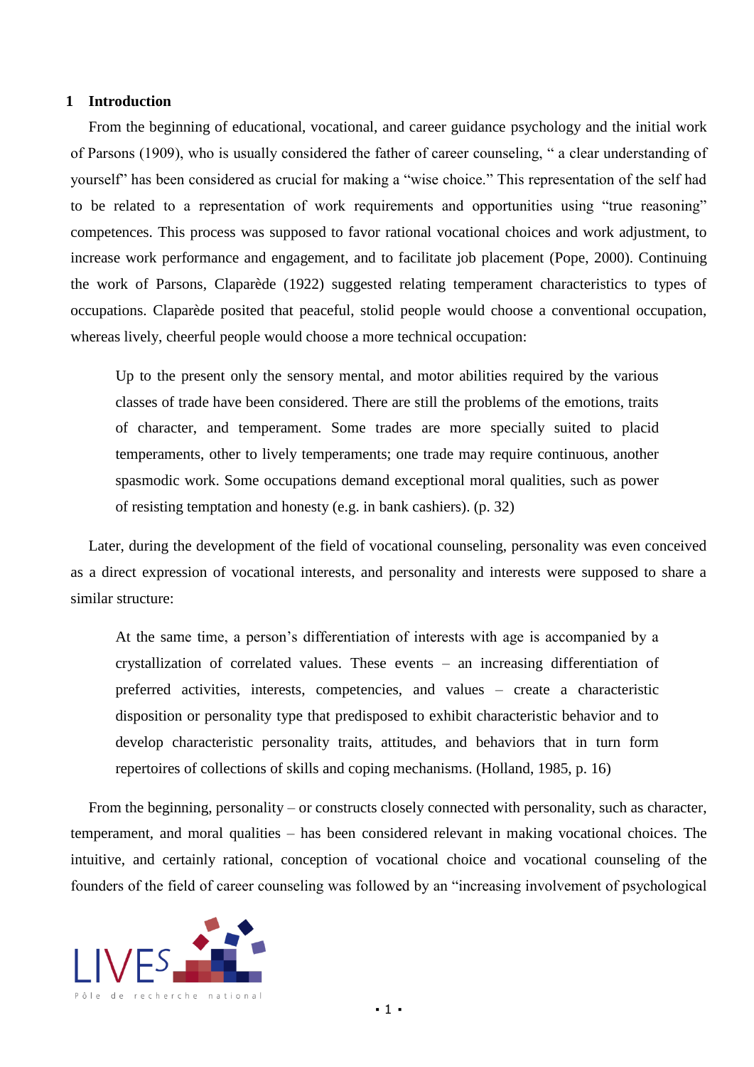# 1 Introduction

From the beginning of educational, vocational, and career guidance psychology and the initial work of Parsons (1909), who is usually considered the father of career counseling, " a clear understanding of yourself" has been considered as crucial for making a "wise choice." This representation of the self had to be related to a representation of work requirements and opportunities using "true reasoning" competences. This process was supposed to favor rational vocational choices and work adjustment, to increase work performance and engagement, and to facilitate job placement (Pope, 2000). Continuing the work of Parsons, Claparède (1922) suggested relating temperament characteristics to types of occupations. Claparède posited that peaceful, stolid people would choose a conventional occupation, whereas lively, cheerful people would choose a more technical occupation:

> Up to the present only the sensory mental, and motor abilities required by the various classes of trade have been considered. There are still the problems of the emotions, traits of character, and temperament. Some trades are more specially suited to placid temperaments, other to lively temperaments; one trade may require continuous, another spasmodic work. Some occupations demand exceptional moral qualities, such as power of resisting temptation and honesty (e.g. in bank cashiers). (p. 32)

Later, during the development of the field of vocational counseling, personality was even conceived as a direct expression of vocational interests, and personality and interests were supposed to share a similar structure:

> At the same time, a person's differentiation of interests with age is accompanied by a crystallization of correlated values. These events – an increasing differentiation of preferred activities, interests, competencies, and values – create a characteristic disposition or personality type that predisposed to exhibit characteristic behavior and to develop characteristic personality traits, attitudes, and behaviors that in turn form repertoires of collections of skills and coping mechanisms. (Holland, 1985, p. 16)

From the beginning, personality – or constructs closely connected with personality, such as character, temperament, and moral qualities – has been considered relevant in making vocational choices. The intuitive, and certainly rational, conception of vocational choice and vocational counseling of the founders of the field of career counseling was followed by an "increasing involvement of psychological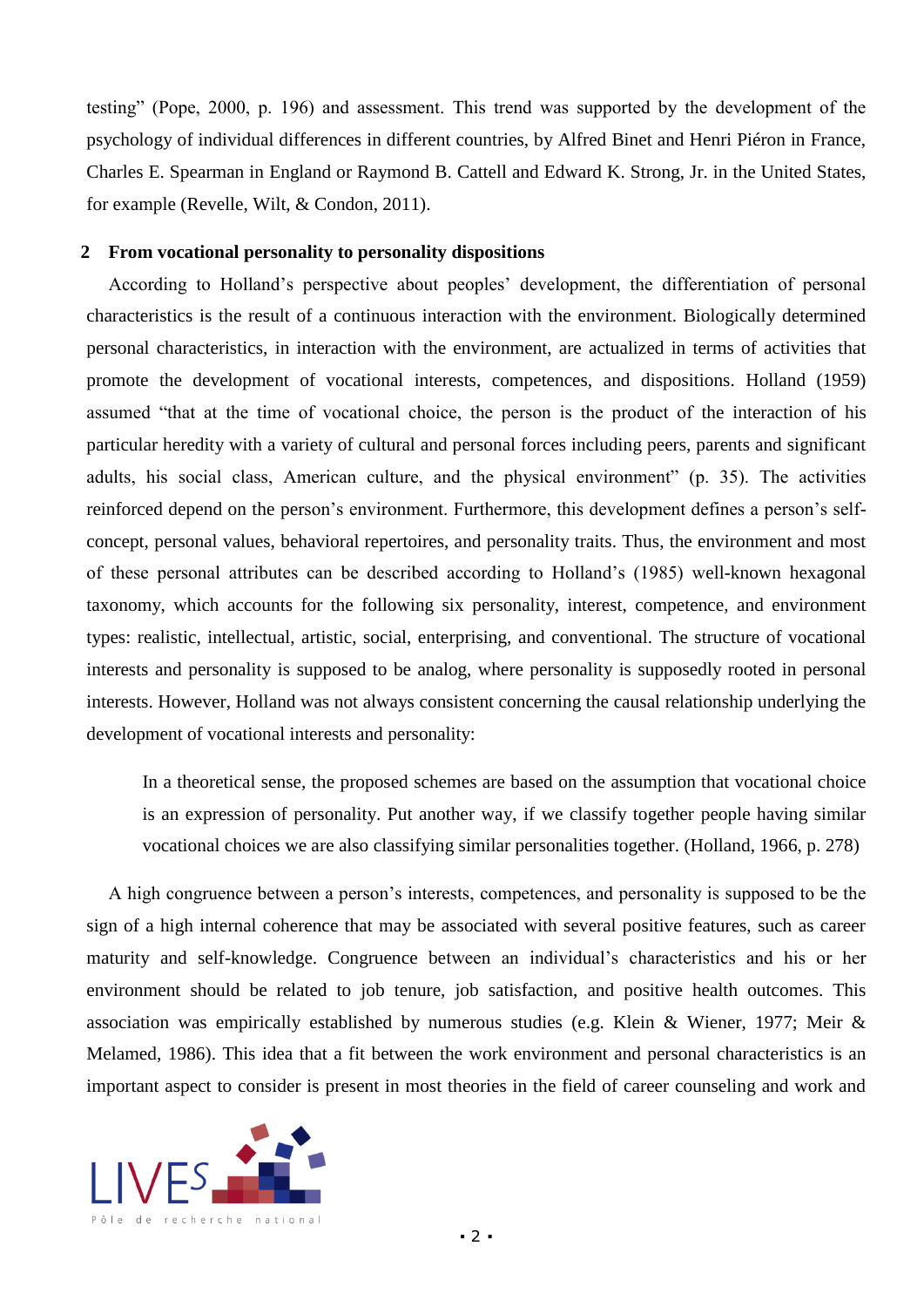testing" (Pope, 2000, p. 196) and assessment. This trend was supported by the development of the psychology of individual differences in different countries, by Alfred Binet and Henri Piéron in France, Charles E. Spearman in England or Raymond B. Cattell and Edward K. Strong, Jr. in the United States, for example (Revelle, Wilt, & Condon, 2011).

## 2 From vocational personality to personality dispositions

According to Holland's perspective about peoples' development, the differentiation of personal characteristics is the result of a continuous interaction with the environment. Biologically determined personal characteristics, in interaction with the environment, are actualized in terms of activities that promote the development of vocational interests, competences, and dispositions. Holland (1959) assumed "that at the time of vocational choice, the person is the product of the interaction of his particular heredity with a variety of cultural and personal forces including peers, parents and significant adults, his social class, American culture, and the physical environment" (p. 35). The activities reinforced depend on the person's environment. Furthermore, this development defines a person's self-concept, personal values, behavioral repertoires, and personality traits. Thus, the environment and most of these personal attributes can be described according to Holland's (1985) well-known hexagonal taxonomy, which accounts for the following six personality, interest, competence, and environment types: realistic, intellectual, artistic, social, enterprising, and conventional. The structure of vocational interests and personality is supposed to be analog, where personality is supposedly rooted in personal interests. However, Holland was not always consistent concerning the causal relationship underlying the development of vocational interests and personality:

> In a theoretical sense, the proposed schemes are based on the assumption that vocational choice is an expression of personality. Put another way, if we classify together people having similar vocational choices we are also classifying similar personalities together. (Holland, 1966, p. 278)

A high congruence between a person's interests, competences, and personality is supposed to be the sign of a high internal coherence that may be associated with several positive features, such as career maturity and self-knowledge. Congruence between an individual's characteristics and his or her environment should be related to job tenure, job satisfaction, and positive health outcomes. This association was empirically established by numerous studies (e.g. Klein & Wiener, 1977; Meir & Melamed, 1986). This idea that a fit between the work environment and personal characteristics is an important aspect to consider is present in most theories in the field of career counseling and work and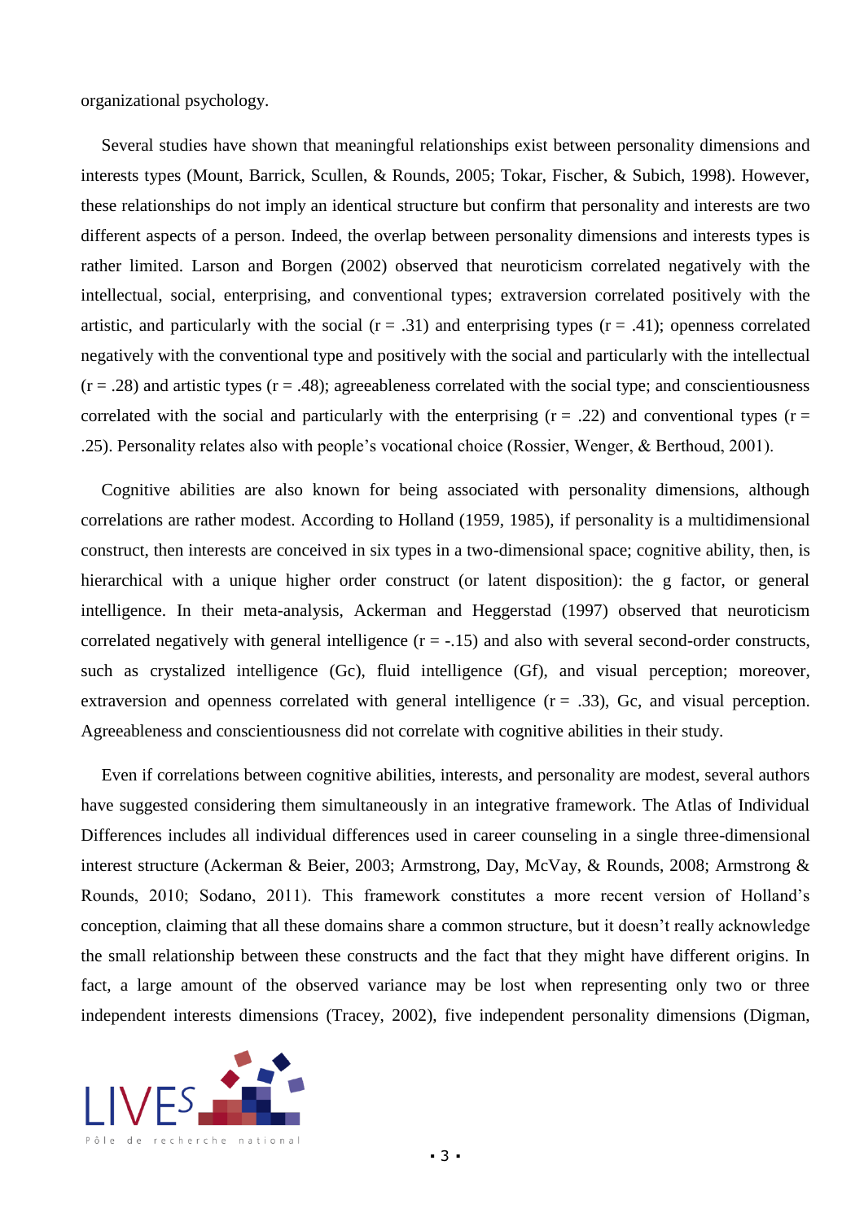organizational psychology.

Several studies have shown that meaningful relationships exist between personality dimensions and interests types (Mount, Barrick, Scullen, & Rounds, 2005; Tokar, Fischer, & Subich, 1998). However, these relationships do not imply an identical structure but confirm that personality and interests are two different aspects of a person. Indeed, the overlap between personality dimensions and interests types is rather limited. Larson and Borgen (2002) observed that neuroticism correlated negatively with the intellectual, social, enterprising, and conventional types; extraversion correlated positively with the artistic, and particularly with the social ($r = .31$) and enterprising types ($r = .41$); openness correlated negatively with the conventional type and positively with the social and particularly with the intellectual ($r = .28$) and artistic types ($r = .48$); agreeableness correlated with the social type; and conscientiousness correlated with the social and particularly with the enterprising ($r = .22$) and conventional types ($r = .25$). Personality relates also with people's vocational choice (Rossier, Wenger, & Berthoud, 2001).

Cognitive abilities are also known for being associated with personality dimensions, although correlations are rather modest. According to Holland (1959, 1985), if personality is a multidimensional construct, then interests are conceived in six types in a two-dimensional space; cognitive ability, then, is hierarchical with a unique higher order construct (or latent disposition): the g factor, or general intelligence. In their meta-analysis, Ackerman and Heggerstad (1997) observed that neuroticism correlated negatively with general intelligence ($r = -.15$) and also with several second-order constructs, such as crystalized intelligence (Gc), fluid intelligence (Gf), and visual perception; moreover, extraversion and openness correlated with general intelligence ($r = .33$), Gc, and visual perception. Agreeableness and conscientiousness did not correlate with cognitive abilities in their study.

Even if correlations between cognitive abilities, interests, and personality are modest, several authors have suggested considering them simultaneously in an integrative framework. The Atlas of Individual Differences includes all individual differences used in career counseling in a single three-dimensional interest structure (Ackerman & Beier, 2003; Armstrong, Day, McVay, & Rounds, 2008; Armstrong & Rounds, 2010; Sodano, 2011). This framework constitutes a more recent version of Holland's conception, claiming that all these domains share a common structure, but it doesn't really acknowledge the small relationship between these constructs and the fact that they might have different origins. In fact, a large amount of the observed variance may be lost when representing only two or three independent interests dimensions (Tracey, 2002), five independent personality dimensions (Digman,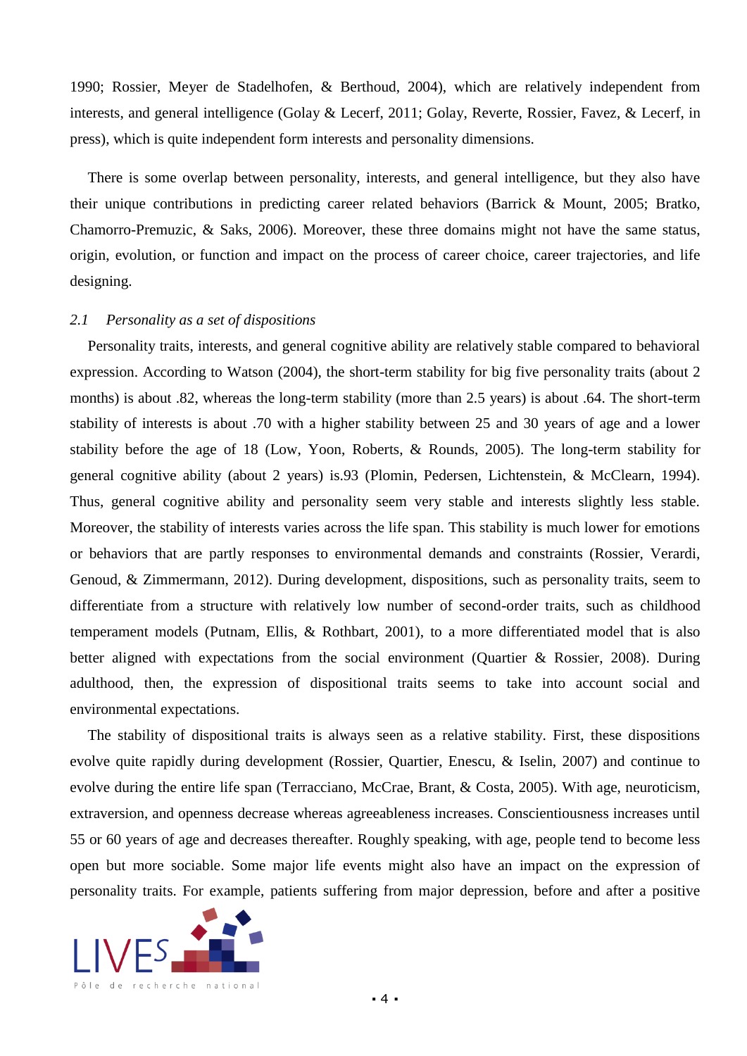1990; Rossier, Meyer de Stadelhofen, & Berthoud, 2004), which are relatively independent from interests, and general intelligence (Golay & Lecerf, 2011; Golay, Reverte, Rossier, Favez, & Lecerf, in press), which is quite independent form interests and personality dimensions.

There is some overlap between personality, interests, and general intelligence, but they also have their unique contributions in predicting career related behaviors (Barrick & Mount, 2005; Bratko, Chamorro-Premuzic, & Saks, 2006). Moreover, these three domains might not have the same status, origin, evolution, or function and impact on the process of career choice, career trajectories, and life designing.

### *2.1 Personality as a set of dispositions*

Personality traits, interests, and general cognitive ability are relatively stable compared to behavioral expression. According to Watson (2004), the short-term stability for big five personality traits (about 2 months) is about .82, whereas the long-term stability (more than 2.5 years) is about .64. The short-term stability of interests is about .70 with a higher stability between 25 and 30 years of age and a lower stability before the age of 18 (Low, Yoon, Roberts, & Rounds, 2005). The long-term stability for general cognitive ability (about 2 years) is.93 (Plomin, Pedersen, Lichtenstein, & McClearn, 1994). Thus, general cognitive ability and personality seem very stable and interests slightly less stable. Moreover, the stability of interests varies across the life span. This stability is much lower for emotions or behaviors that are partly responses to environmental demands and constraints (Rossier, Verardi, Genoud, & Zimmermann, 2012). During development, dispositions, such as personality traits, seem to differentiate from a structure with relatively low number of second-order traits, such as childhood temperament models (Putnam, Ellis, & Rothbart, 2001), to a more differentiated model that is also better aligned with expectations from the social environment (Quartier & Rossier, 2008). During adulthood, then, the expression of dispositional traits seems to take into account social and environmental expectations.

The stability of dispositional traits is always seen as a relative stability. First, these dispositions evolve quite rapidly during development (Rossier, Quartier, Enescu, & Iselin, 2007) and continue to evolve during the entire life span (Terracciano, McCrae, Brant, & Costa, 2005). With age, neuroticism, extraversion, and openness decrease whereas agreeableness increases. Conscientiousness increases until 55 or 60 years of age and decreases thereafter. Roughly speaking, with age, people tend to become less open but more sociable. Some major life events might also have an impact on the expression of personality traits. For example, patients suffering from major depression, before and after a positive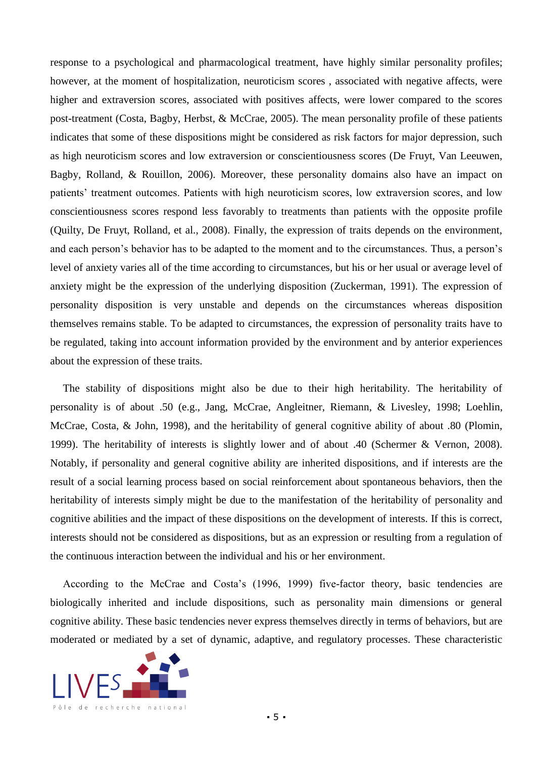response to a psychological and pharmacological treatment, have highly similar personality profiles; however, at the moment of hospitalization, neuroticism scores , associated with negative affects, were higher and extraversion scores, associated with positives affects, were lower compared to the scores post-treatment (Costa, Bagby, Herbst, & McCrae, 2005). The mean personality profile of these patients indicates that some of these dispositions might be considered as risk factors for major depression, such as high neuroticism scores and low extraversion or conscientiousness scores (De Fruyt, Van Leeuwen, Bagby, Rolland, & Rouillon, 2006). Moreover, these personality domains also have an impact on patients' treatment outcomes. Patients with high neuroticism scores, low extraversion scores, and low conscientiousness scores respond less favorably to treatments than patients with the opposite profile (Quilty, De Fruyt, Rolland, et al., 2008). Finally, the expression of traits depends on the environment, and each person's behavior has to be adapted to the moment and to the circumstances. Thus, a person's level of anxiety varies all of the time according to circumstances, but his or her usual or average level of anxiety might be the expression of the underlying disposition (Zuckerman, 1991). The expression of personality disposition is very unstable and depends on the circumstances whereas disposition themselves remains stable. To be adapted to circumstances, the expression of personality traits have to be regulated, taking into account information provided by the environment and by anterior experiences about the expression of these traits.

The stability of dispositions might also be due to their high heritability. The heritability of personality is of about .50 (e.g., Jang, McCrae, Angleitner, Riemann, & Livesley, 1998; Loehlin, McCrae, Costa, & John, 1998), and the heritability of general cognitive ability of about .80 (Plomin, 1999). The heritability of interests is slightly lower and of about .40 (Schermer & Vernon, 2008). Notably, if personality and general cognitive ability are inherited dispositions, and if interests are the result of a social learning process based on social reinforcement about spontaneous behaviors, then the heritability of interests simply might be due to the manifestation of the heritability of personality and cognitive abilities and the impact of these dispositions on the development of interests. If this is correct, interests should not be considered as dispositions, but as an expression or resulting from a regulation of the continuous interaction between the individual and his or her environment.

According to the McCrae and Costa's (1996, 1999) five-factor theory, basic tendencies are biologically inherited and include dispositions, such as personality main dimensions or general cognitive ability. These basic tendencies never express themselves directly in terms of behaviors, but are moderated or mediated by a set of dynamic, adaptive, and regulatory processes. These characteristic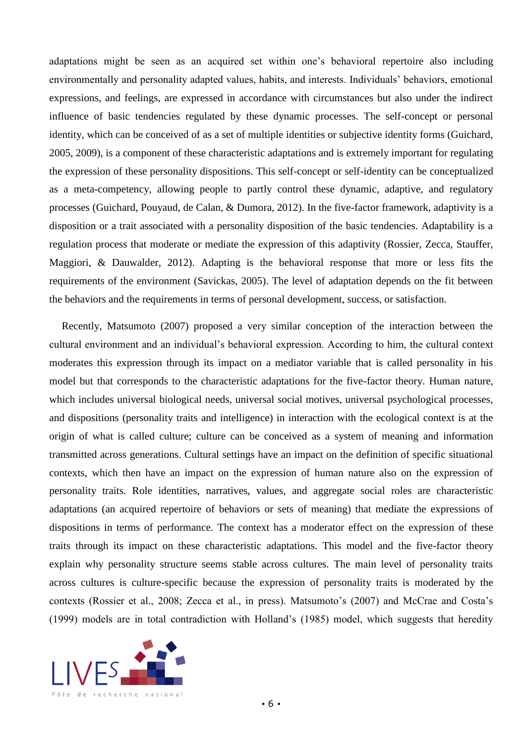adaptations might be seen as an acquired set within one's behavioral repertoire also including environmentally and personality adapted values, habits, and interests. Individuals' behaviors, emotional expressions, and feelings, are expressed in accordance with circumstances but also under the indirect influence of basic tendencies regulated by these dynamic processes. The self-concept or personal identity, which can be conceived of as a set of multiple identities or subjective identity forms (Guichard, 2005, 2009), is a component of these characteristic adaptations and is extremely important for regulating the expression of these personality dispositions. This self-concept or self-identity can be conceptualized as a meta-competency, allowing people to partly control these dynamic, adaptive, and regulatory processes (Guichard, Pouyaud, de Calan, & Dumora, 2012). In the five-factor framework, adaptivity is a disposition or a trait associated with a personality disposition of the basic tendencies. Adaptability is a regulation process that moderate or mediate the expression of this adaptivity (Rossier, Zecca, Stauffer, Maggiori, & Dauwalder, 2012). Adapting is the behavioral response that more or less fits the requirements of the environment (Savickas, 2005). The level of adaptation depends on the fit between the behaviors and the requirements in terms of personal development, success, or satisfaction.

Recently, Matsumoto (2007) proposed a very similar conception of the interaction between the cultural environment and an individual's behavioral expression. According to him, the cultural context moderates this expression through its impact on a mediator variable that is called personality in his model but that corresponds to the characteristic adaptations for the five-factor theory. Human nature, which includes universal biological needs, universal social motives, universal psychological processes, and dispositions (personality traits and intelligence) in interaction with the ecological context is at the origin of what is called culture; culture can be conceived as a system of meaning and information transmitted across generations. Cultural settings have an impact on the definition of specific situational contexts, which then have an impact on the expression of human nature also on the expression of personality traits. Role identities, narratives, values, and aggregate social roles are characteristic adaptations (an acquired repertoire of behaviors or sets of meaning) that mediate the expressions of dispositions in terms of performance. The context has a moderator effect on the expression of these traits through its impact on these characteristic adaptations. This model and the five-factor theory explain why personality structure seems stable across cultures. The main level of personality traits across cultures is culture-specific because the expression of personality traits is moderated by the contexts (Rossier et al., 2008; Zecca et al., in press). Matsumoto's (2007) and McCrae and Costa's (1999) models are in total contradiction with Holland's (1985) model, which suggests that heredity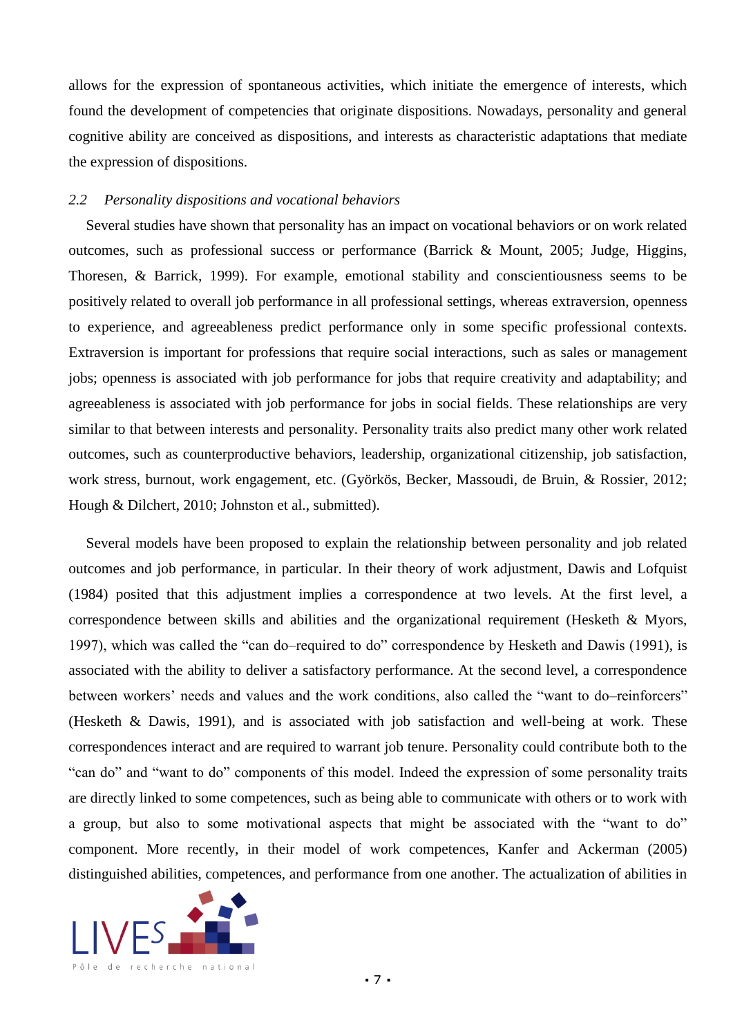allows for the expression of spontaneous activities, which initiate the emergence of interests, which found the development of competencies that originate dispositions. Nowadays, personality and general cognitive ability are conceived as dispositions, and interests as characteristic adaptations that mediate the expression of dispositions.

### *2.2 Personality dispositions and vocational behaviors*

Several studies have shown that personality has an impact on vocational behaviors or on work related outcomes, such as professional success or performance (Barrick & Mount, 2005; Judge, Higgins, Thoresen, & Barrick, 1999). For example, emotional stability and conscientiousness seems to be positively related to overall job performance in all professional settings, whereas extraversion, openness to experience, and agreeableness predict performance only in some specific professional contexts. Extraversion is important for professions that require social interactions, such as sales or management jobs; openness is associated with job performance for jobs that require creativity and adaptability; and agreeableness is associated with job performance for jobs in social fields. These relationships are very similar to that between interests and personality. Personality traits also predict many other work related outcomes, such as counterproductive behaviors, leadership, organizational citizenship, job satisfaction, work stress, burnout, work engagement, etc. (Györkös, Becker, Massoudi, de Bruin, & Rossier, 2012; Hough & Dilchert, 2010; Johnston et al., submitted).

Several models have been proposed to explain the relationship between personality and job related outcomes and job performance, in particular. In their theory of work adjustment, Dawis and Lofquist (1984) posited that this adjustment implies a correspondence at two levels. At the first level, a correspondence between skills and abilities and the organizational requirement (Hesketh & Myors, 1997), which was called the "can do–required to do" correspondence by Hesketh and Dawis (1991), is associated with the ability to deliver a satisfactory performance. At the second level, a correspondence between workers' needs and values and the work conditions, also called the "want to do–reinforcers" (Hesketh & Dawis, 1991), and is associated with job satisfaction and well-being at work. These correspondences interact and are required to warrant job tenure. Personality could contribute both to the "can do" and "want to do" components of this model. Indeed the expression of some personality traits are directly linked to some competences, such as being able to communicate with others or to work with a group, but also to some motivational aspects that might be associated with the "want to do" component. More recently, in their model of work competences, Kanfer and Ackerman (2005) distinguished abilities, competences, and performance from one another. The actualization of abilities in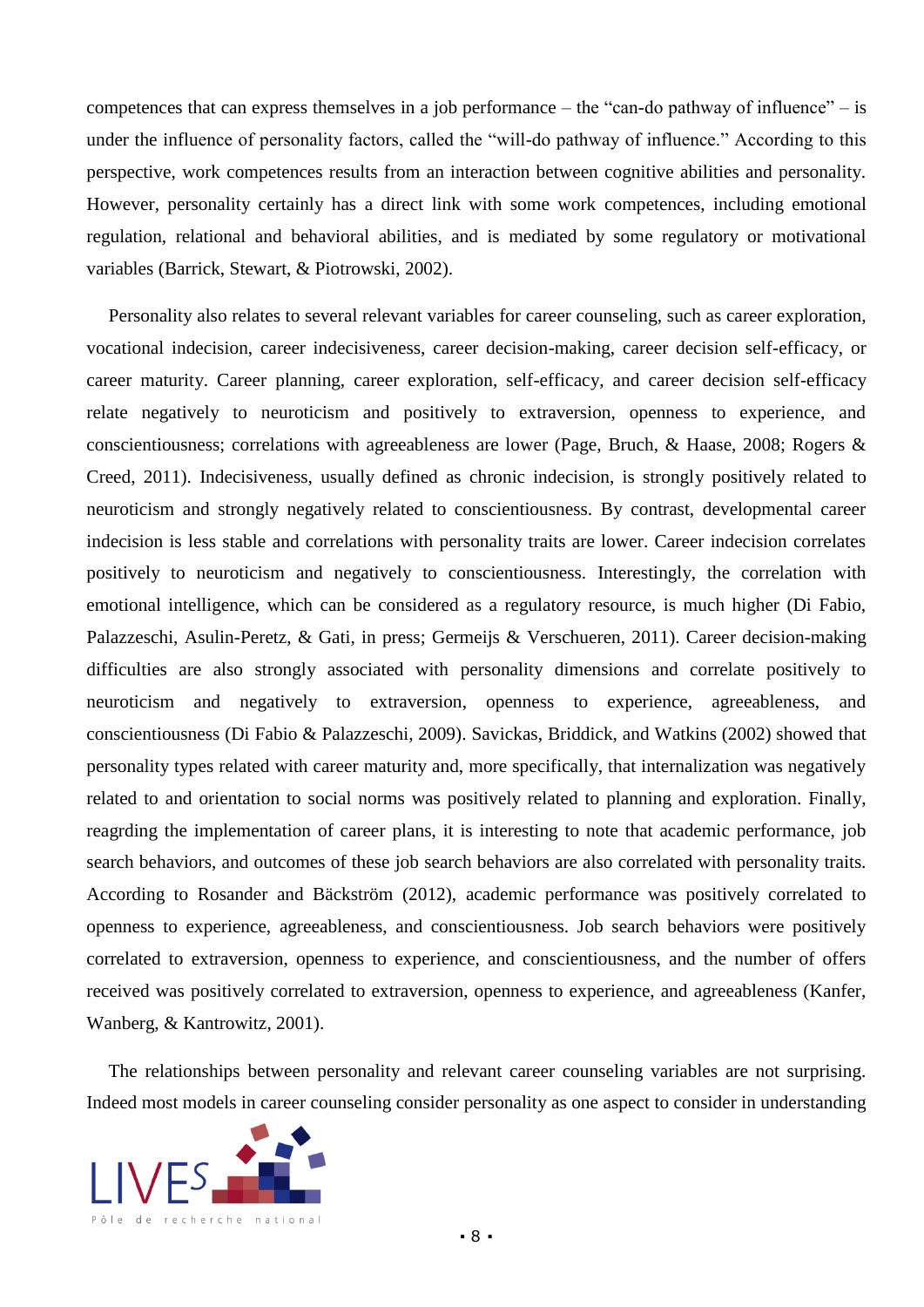competences that can express themselves in a job performance – the "can-do pathway of influence" – is under the influence of personality factors, called the "will-do pathway of influence." According to this perspective, work competences results from an interaction between cognitive abilities and personality. However, personality certainly has a direct link with some work competences, including emotional regulation, relational and behavioral abilities, and is mediated by some regulatory or motivational variables (Barrick, Stewart, & Piotrowski, 2002).

Personality also relates to several relevant variables for career counseling, such as career exploration, vocational indecision, career indecisiveness, career decision-making, career decision self-efficacy, or career maturity. Career planning, career exploration, self-efficacy, and career decision self-efficacy relate negatively to neuroticism and positively to extraversion, openness to experience, and conscientiousness; correlations with agreeableness are lower (Page, Bruch, & Haase, 2008; Rogers & Creed, 2011). Indecisiveness, usually defined as chronic indecision, is strongly positively related to neuroticism and strongly negatively related to conscientiousness. By contrast, developmental career indecision is less stable and correlations with personality traits are lower. Career indecision correlates positively to neuroticism and negatively to conscientiousness. Interestingly, the correlation with emotional intelligence, which can be considered as a regulatory resource, is much higher (Di Fabio, Palazzeschi, Asulin-Peretz, & Gati, in press; Germeijs & Verschueren, 2011). Career decision-making difficulties are also strongly associated with personality dimensions and correlate positively to neuroticism and negatively to extraversion, openness to experience, agreeableness, and conscientiousness (Di Fabio & Palazzeschi, 2009). Savickas, Briddick, and Watkins (2002) showed that personality types related with career maturity and, more specifically, that internalization was negatively related to and orientation to social norms was positively related to planning and exploration. Finally, reagrding the implementation of career plans, it is interesting to note that academic performance, job search behaviors, and outcomes of these job search behaviors are also correlated with personality traits. According to Rosander and Bäckström (2012), academic performance was positively correlated to openness to experience, agreeableness, and conscientiousness. Job search behaviors were positively correlated to extraversion, openness to experience, and conscientiousness, and the number of offers received was positively correlated to extraversion, openness to experience, and agreeableness (Kanfer, Wanberg, & Kantrowitz, 2001).

The relationships between personality and relevant career counseling variables are not surprising. Indeed most models in career counseling consider personality as one aspect to consider in understanding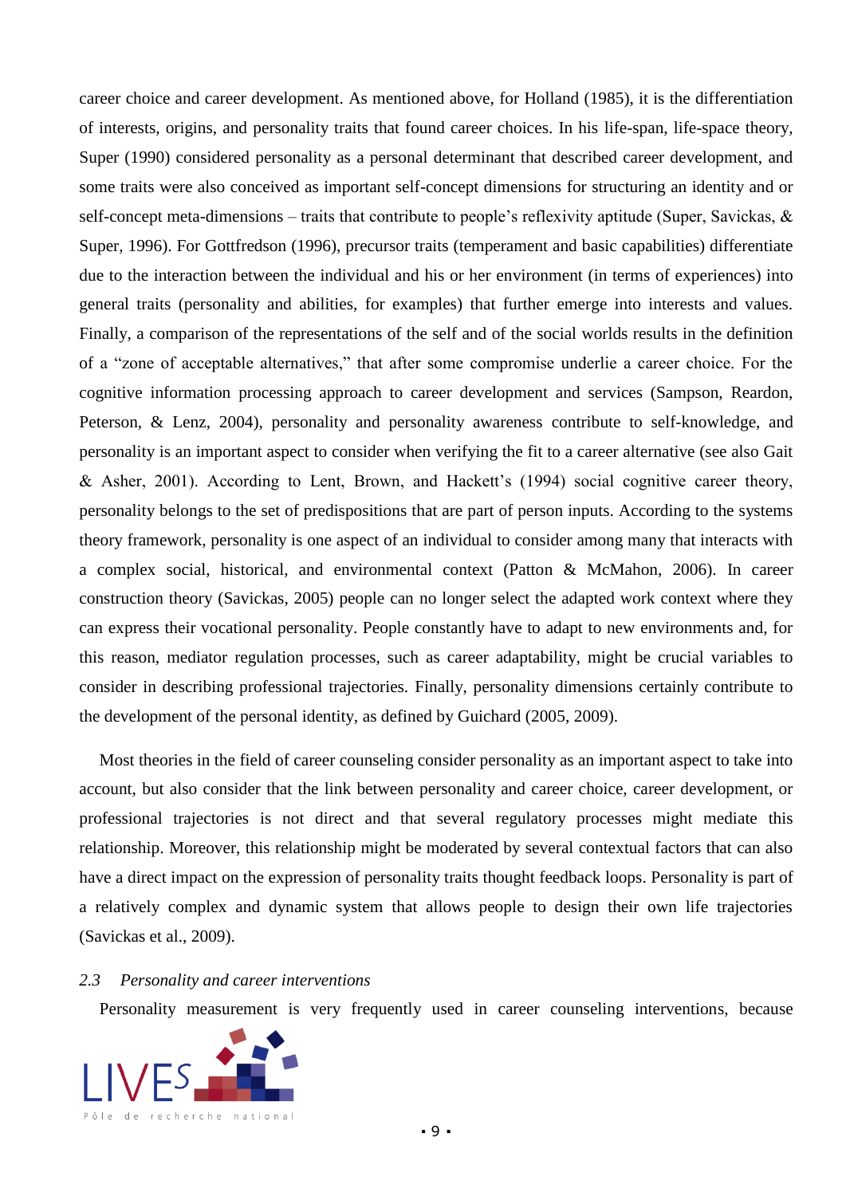career choice and career development. As mentioned above, for Holland (1985), it is the differentiation of interests, origins, and personality traits that found career choices. In his life-span, life-space theory, Super (1990) considered personality as a personal determinant that described career development, and some traits were also conceived as important self-concept dimensions for structuring an identity and or self-concept meta-dimensions – traits that contribute to people's reflexivity aptitude (Super, Savickas, & Super, 1996). For Gottfredson (1996), precursor traits (temperament and basic capabilities) differentiate due to the interaction between the individual and his or her environment (in terms of experiences) into general traits (personality and abilities, for examples) that further emerge into interests and values. Finally, a comparison of the representations of the self and of the social worlds results in the definition of a "zone of acceptable alternatives," that after some compromise underlie a career choice. For the cognitive information processing approach to career development and services (Sampson, Reardon, Peterson, & Lenz, 2004), personality and personality awareness contribute to self-knowledge, and personality is an important aspect to consider when verifying the fit to a career alternative (see also Gait & Asher, 2001). According to Lent, Brown, and Hackett's (1994) social cognitive career theory, personality belongs to the set of predispositions that are part of person inputs. According to the systems theory framework, personality is one aspect of an individual to consider among many that interacts with a complex social, historical, and environmental context (Patton & McMahon, 2006). In career construction theory (Savickas, 2005) people can no longer select the adapted work context where they can express their vocational personality. People constantly have to adapt to new environments and, for this reason, mediator regulation processes, such as career adaptability, might be crucial variables to consider in describing professional trajectories. Finally, personality dimensions certainly contribute to the development of the personal identity, as defined by Guichard (2005, 2009).

Most theories in the field of career counseling consider personality as an important aspect to take into account, but also consider that the link between personality and career choice, career development, or professional trajectories is not direct and that several regulatory processes might mediate this relationship. Moreover, this relationship might be moderated by several contextual factors that can also have a direct impact on the expression of personality traits thought feedback loops. Personality is part of a relatively complex and dynamic system that allows people to design their own life trajectories (Savickas et al., 2009).

### *2.3 Personality and career interventions*

Personality measurement is very frequently used in career counseling interventions, because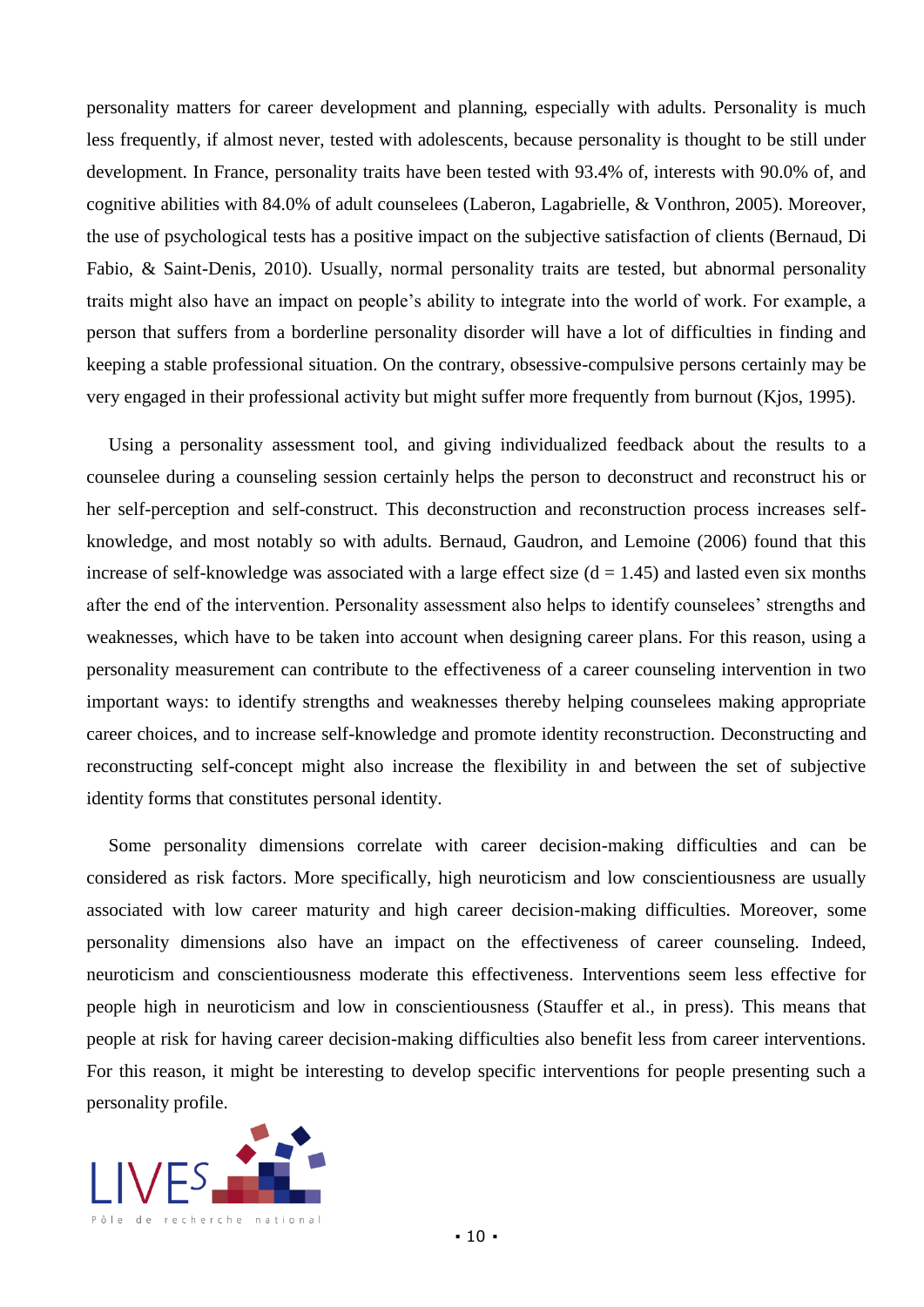personality matters for career development and planning, especially with adults. Personality is much less frequently, if almost never, tested with adolescents, because personality is thought to be still under development. In France, personality traits have been tested with 93.4% of, interests with 90.0% of, and cognitive abilities with 84.0% of adult counselees (Laberon, Lagabrielle, & Vonthron, 2005). Moreover, the use of psychological tests has a positive impact on the subjective satisfaction of clients (Bernaud, Di Fabio, & Saint-Denis, 2010). Usually, normal personality traits are tested, but abnormal personality traits might also have an impact on people's ability to integrate into the world of work. For example, a person that suffers from a borderline personality disorder will have a lot of difficulties in finding and keeping a stable professional situation. On the contrary, obsessive-compulsive persons certainly may be very engaged in their professional activity but might suffer more frequently from burnout (Kjos, 1995).

Using a personality assessment tool, and giving individualized feedback about the results to a counselee during a counseling session certainly helps the person to deconstruct and reconstruct his or her self-perception and self-construct. This deconstruction and reconstruction process increases self-knowledge, and most notably so with adults. Bernaud, Gaudron, and Lemoine (2006) found that this increase of self-knowledge was associated with a large effect size ($d = 1.45$) and lasted even six months after the end of the intervention. Personality assessment also helps to identify counselees' strengths and weaknesses, which have to be taken into account when designing career plans. For this reason, using a personality measurement can contribute to the effectiveness of a career counseling intervention in two important ways: to identify strengths and weaknesses thereby helping counselees making appropriate career choices, and to increase self-knowledge and promote identity reconstruction. Deconstructing and reconstructing self-concept might also increase the flexibility in and between the set of subjective identity forms that constitutes personal identity.

Some personality dimensions correlate with career decision-making difficulties and can be considered as risk factors. More specifically, high neuroticism and low conscientiousness are usually associated with low career maturity and high career decision-making difficulties. Moreover, some personality dimensions also have an impact on the effectiveness of career counseling. Indeed, neuroticism and conscientiousness moderate this effectiveness. Interventions seem less effective for people high in neuroticism and low in conscientiousness (Stauffer et al., in press). This means that people at risk for having career decision-making difficulties also benefit less from career interventions. For this reason, it might be interesting to develop specific interventions for people presenting such a personality profile.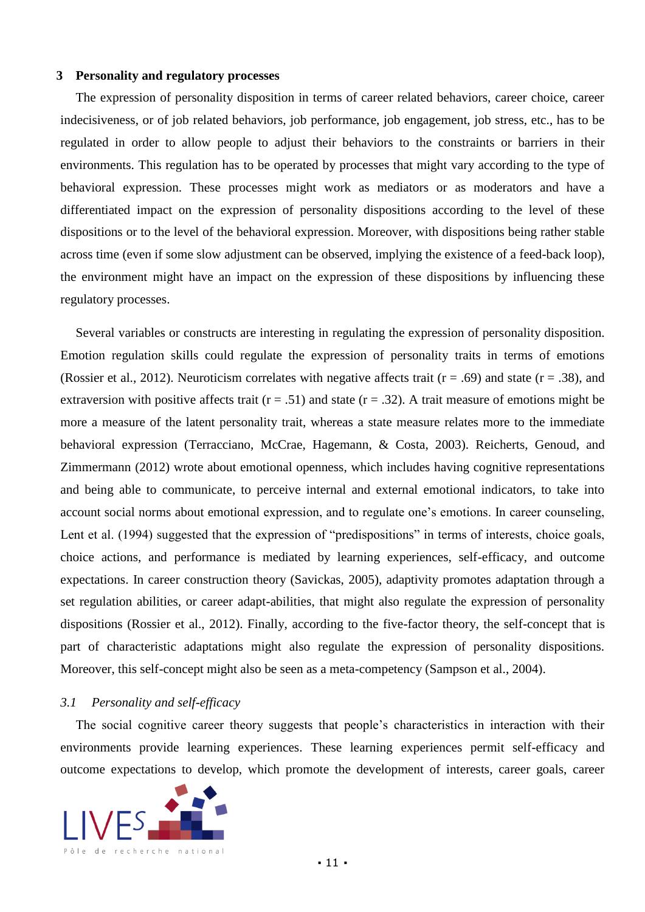## 3 Personality and regulatory processes

The expression of personality disposition in terms of career related behaviors, career choice, career indecisiveness, or of job related behaviors, job performance, job engagement, job stress, etc., has to be regulated in order to allow people to adjust their behaviors to the constraints or barriers in their environments. This regulation has to be operated by processes that might vary according to the type of behavioral expression. These processes might work as mediators or as moderators and have a differentiated impact on the expression of personality dispositions according to the level of these dispositions or to the level of the behavioral expression. Moreover, with dispositions being rather stable across time (even if some slow adjustment can be observed, implying the existence of a feed-back loop), the environment might have an impact on the expression of these dispositions by influencing these regulatory processes.

Several variables or constructs are interesting in regulating the expression of personality disposition. Emotion regulation skills could regulate the expression of personality traits in terms of emotions (Rossier et al., 2012). Neuroticism correlates with negative affects trait ($r = .69$) and state ($r = .38$), and extraversion with positive affects trait ($r = .51$) and state ($r = .32$). A trait measure of emotions might be more a measure of the latent personality trait, whereas a state measure relates more to the immediate behavioral expression (Terracciano, McCrae, Hagemann, & Costa, 2003). Reicherts, Genoud, and Zimmermann (2012) wrote about emotional openness, which includes having cognitive representations and being able to communicate, to perceive internal and external emotional indicators, to take into account social norms about emotional expression, and to regulate one's emotions. In career counseling, Lent et al. (1994) suggested that the expression of "predispositions" in terms of interests, choice goals, choice actions, and performance is mediated by learning experiences, self-efficacy, and outcome expectations. In career construction theory (Savickas, 2005), adaptivity promotes adaptation through a set regulation abilities, or career adapt-abilities, that might also regulate the expression of personality dispositions (Rossier et al., 2012). Finally, according to the five-factor theory, the self-concept that is part of characteristic adaptations might also regulate the expression of personality dispositions. Moreover, this self-concept might also be seen as a meta-competency (Sampson et al., 2004).

### *3.1 Personality and self-efficacy*

The social cognitive career theory suggests that people's characteristics in interaction with their environments provide learning experiences. These learning experiences permit self-efficacy and outcome expectations to develop, which promote the development of interests, career goals, career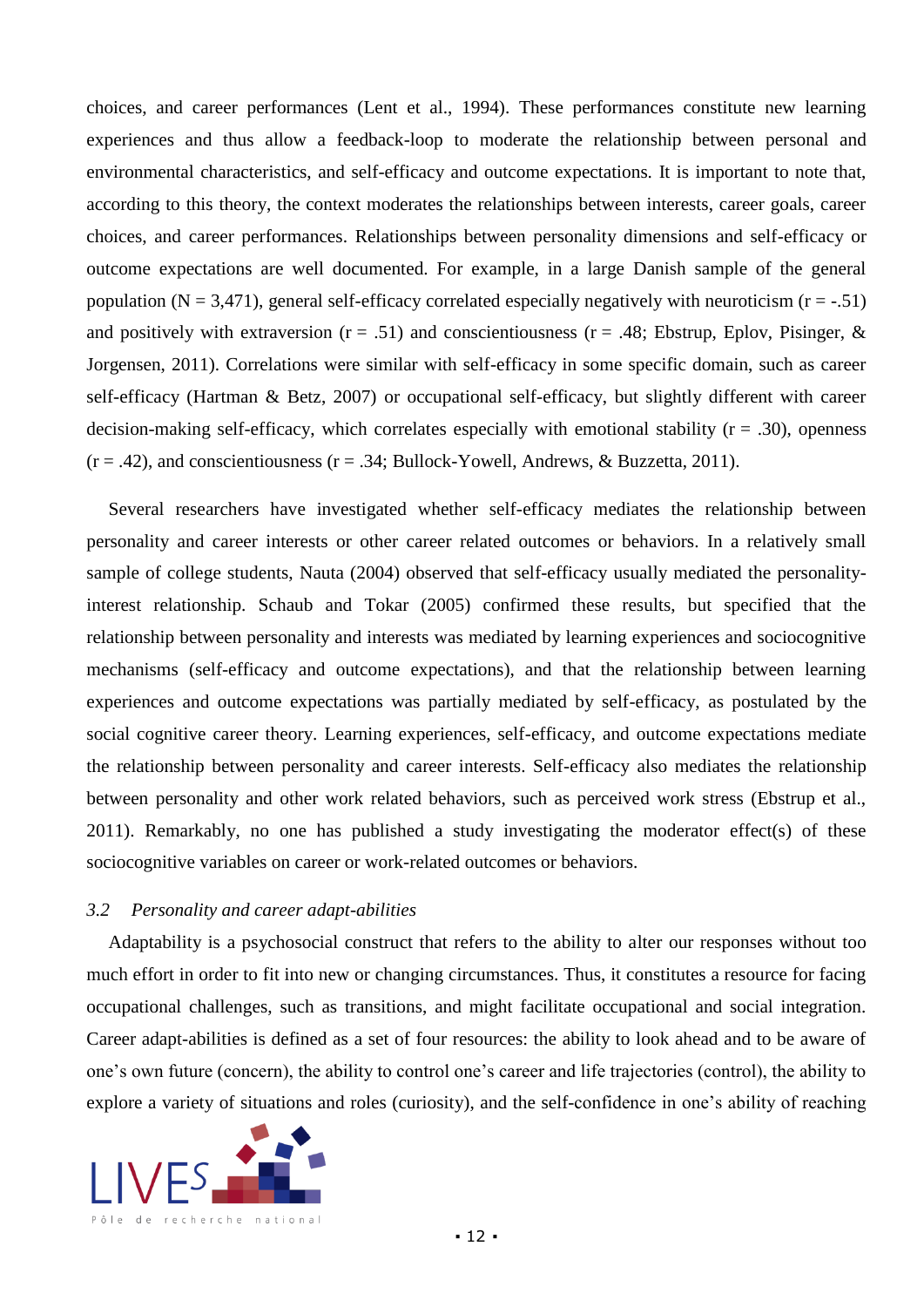choices, and career performances (Lent et al., 1994). These performances constitute new learning experiences and thus allow a feedback-loop to moderate the relationship between personal and environmental characteristics, and self-efficacy and outcome expectations. It is important to note that, according to this theory, the context moderates the relationships between interests, career goals, career choices, and career performances. Relationships between personality dimensions and self-efficacy or outcome expectations are well documented. For example, in a large Danish sample of the general population (N = 3,471), general self-efficacy correlated especially negatively with neuroticism (r = -.51) and positively with extraversion (r = .51) and conscientiousness (r = .48; Ebstrup, Eplov, Pisinger, & Jorgensen, 2011). Correlations were similar with self-efficacy in some specific domain, such as career self-efficacy (Hartman & Betz, 2007) or occupational self-efficacy, but slightly different with career decision-making self-efficacy, which correlates especially with emotional stability (r = .30), openness (r = .42), and conscientiousness (r = .34; Bullock-Yowell, Andrews, & Buzzetta, 2011).

Several researchers have investigated whether self-efficacy mediates the relationship between personality and career interests or other career related outcomes or behaviors. In a relatively small sample of college students, Nauta (2004) observed that self-efficacy usually mediated the personality-interest relationship. Schaub and Tokar (2005) confirmed these results, but specified that the relationship between personality and interests was mediated by learning experiences and sociocognitive mechanisms (self-efficacy and outcome expectations), and that the relationship between learning experiences and outcome expectations was partially mediated by self-efficacy, as postulated by the social cognitive career theory. Learning experiences, self-efficacy, and outcome expectations mediate the relationship between personality and career interests. Self-efficacy also mediates the relationship between personality and other work related behaviors, such as perceived work stress (Ebstrup et al., 2011). Remarkably, no one has published a study investigating the moderator effect(s) of these sociocognitive variables on career or work-related outcomes or behaviors.

### *3.2 Personality and career adapt-abilities*

Adaptability is a psychosocial construct that refers to the ability to alter our responses without too much effort in order to fit into new or changing circumstances. Thus, it constitutes a resource for facing occupational challenges, such as transitions, and might facilitate occupational and social integration. Career adapt-abilities is defined as a set of four resources: the ability to look ahead and to be aware of one's own future (concern), the ability to control one's career and life trajectories (control), the ability to explore a variety of situations and roles (curiosity), and the self-confidence in one's ability of reaching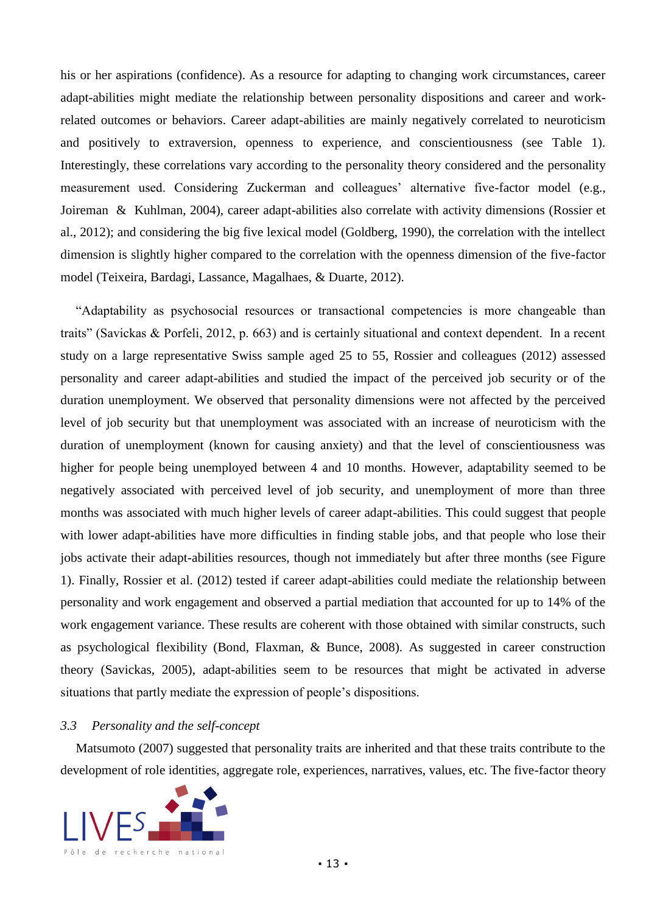his or her aspirations (confidence). As a resource for adapting to changing work circumstances, career adapt-abilities might mediate the relationship between personality dispositions and career and work-related outcomes or behaviors. Career adapt-abilities are mainly negatively correlated to neuroticism and positively to extraversion, openness to experience, and conscientiousness (see Table 1). Interestingly, these correlations vary according to the personality theory considered and the personality measurement used. Considering Zuckerman and colleagues' alternative five-factor model (e.g., Joireman & Kuhlman, 2004), career adapt-abilities also correlate with activity dimensions (Rossier et al., 2012); and considering the big five lexical model (Goldberg, 1990), the correlation with the intellect dimension is slightly higher compared to the correlation with the openness dimension of the five-factor model (Teixeira, Bardagi, Lassance, Magalhaes, & Duarte, 2012).

"Adaptability as psychosocial resources or transactional competencies is more changeable than traits" (Savickas & Porfeli, 2012, p. 663) and is certainly situational and context dependent. In a recent study on a large representative Swiss sample aged 25 to 55, Rossier and colleagues (2012) assessed personality and career adapt-abilities and studied the impact of the perceived job security or of the duration unemployment. We observed that personality dimensions were not affected by the perceived level of job security but that unemployment was associated with an increase of neuroticism with the duration of unemployment (known for causing anxiety) and that the level of conscientiousness was higher for people being unemployed between 4 and 10 months. However, adaptability seemed to be negatively associated with perceived level of job security, and unemployment of more than three months was associated with much higher levels of career adapt-abilities. This could suggest that people with lower adapt-abilities have more difficulties in finding stable jobs, and that people who lose their jobs activate their adapt-abilities resources, though not immediately but after three months (see Figure 1). Finally, Rossier et al. (2012) tested if career adapt-abilities could mediate the relationship between personality and work engagement and observed a partial mediation that accounted for up to 14% of the work engagement variance. These results are coherent with those obtained with similar constructs, such as psychological flexibility (Bond, Flaxman, & Bunce, 2008). As suggested in career construction theory (Savickas, 2005), adapt-abilities seem to be resources that might be activated in adverse situations that partly mediate the expression of people's dispositions.

### *3.3 Personality and the self-concept*

Matsumoto (2007) suggested that personality traits are inherited and that these traits contribute to the development of role identities, aggregate role, experiences, narratives, values, etc. The five-factor theory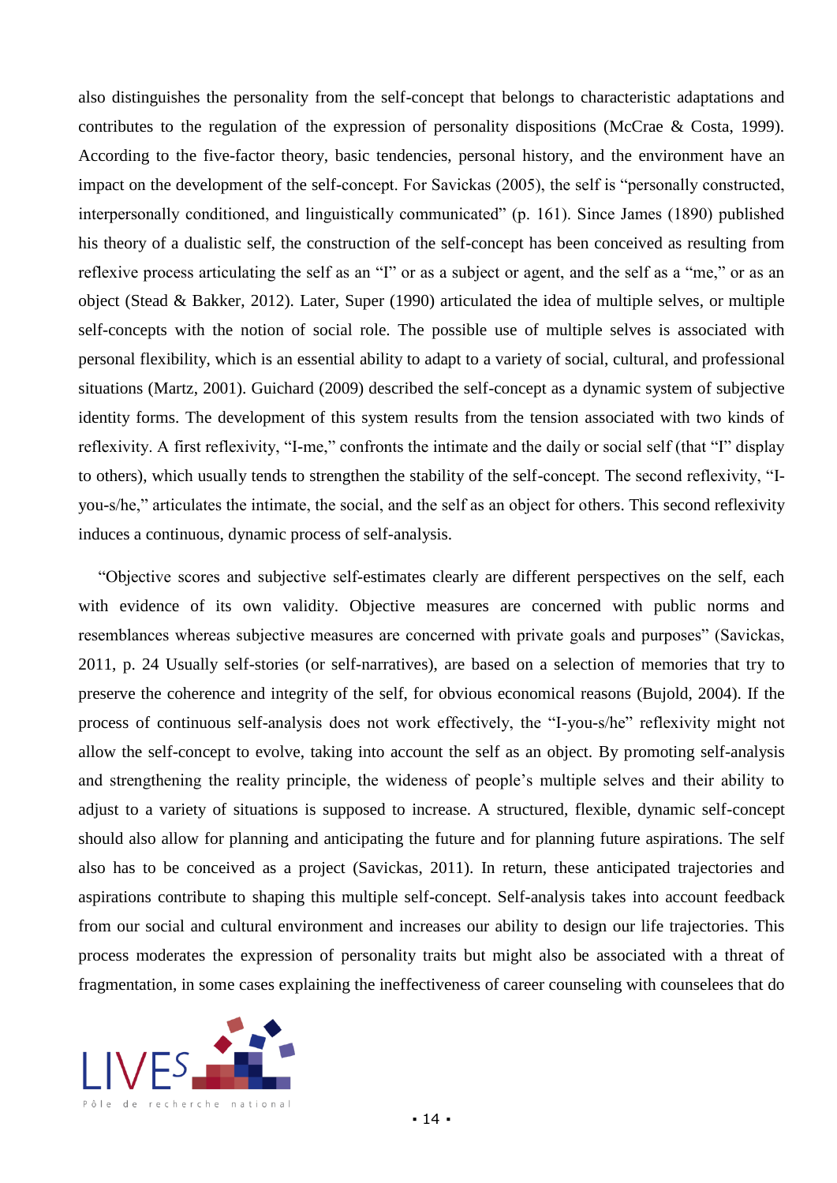also distinguishes the personality from the self-concept that belongs to characteristic adaptations and contributes to the regulation of the expression of personality dispositions (McCrae & Costa, 1999). According to the five-factor theory, basic tendencies, personal history, and the environment have an impact on the development of the self-concept. For Savickas (2005), the self is "personally constructed, interpersonally conditioned, and linguistically communicated" (p. 161). Since James (1890) published his theory of a dualistic self, the construction of the self-concept has been conceived as resulting from reflexive process articulating the self as an "I" or as a subject or agent, and the self as a "me," or as an object (Stead & Bakker, 2012). Later, Super (1990) articulated the idea of multiple selves, or multiple self-concepts with the notion of social role. The possible use of multiple selves is associated with personal flexibility, which is an essential ability to adapt to a variety of social, cultural, and professional situations (Martz, 2001). Guichard (2009) described the self-concept as a dynamic system of subjective identity forms. The development of this system results from the tension associated with two kinds of reflexivity. A first reflexivity, "I-me," confronts the intimate and the daily or social self (that "I" display to others), which usually tends to strengthen the stability of the self-concept. The second reflexivity, "I-you-s/he," articulates the intimate, the social, and the self as an object for others. This second reflexivity induces a continuous, dynamic process of self-analysis.

"Objective scores and subjective self-estimates clearly are different perspectives on the self, each with evidence of its own validity. Objective measures are concerned with public norms and resemblances whereas subjective measures are concerned with private goals and purposes" (Savickas, 2011, p. 24 Usually self-stories (or self-narratives), are based on a selection of memories that try to preserve the coherence and integrity of the self, for obvious economical reasons (Bujold, 2004). If the process of continuous self-analysis does not work effectively, the "I-you-s/he" reflexivity might not allow the self-concept to evolve, taking into account the self as an object. By promoting self-analysis and strengthening the reality principle, the wideness of people's multiple selves and their ability to adjust to a variety of situations is supposed to increase. A structured, flexible, dynamic self-concept should also allow for planning and anticipating the future and for planning future aspirations. The self also has to be conceived as a project (Savickas, 2011). In return, these anticipated trajectories and aspirations contribute to shaping this multiple self-concept. Self-analysis takes into account feedback from our social and cultural environment and increases our ability to design our life trajectories. This process moderates the expression of personality traits but might also be associated with a threat of fragmentation, in some cases explaining the ineffectiveness of career counseling with counselees that do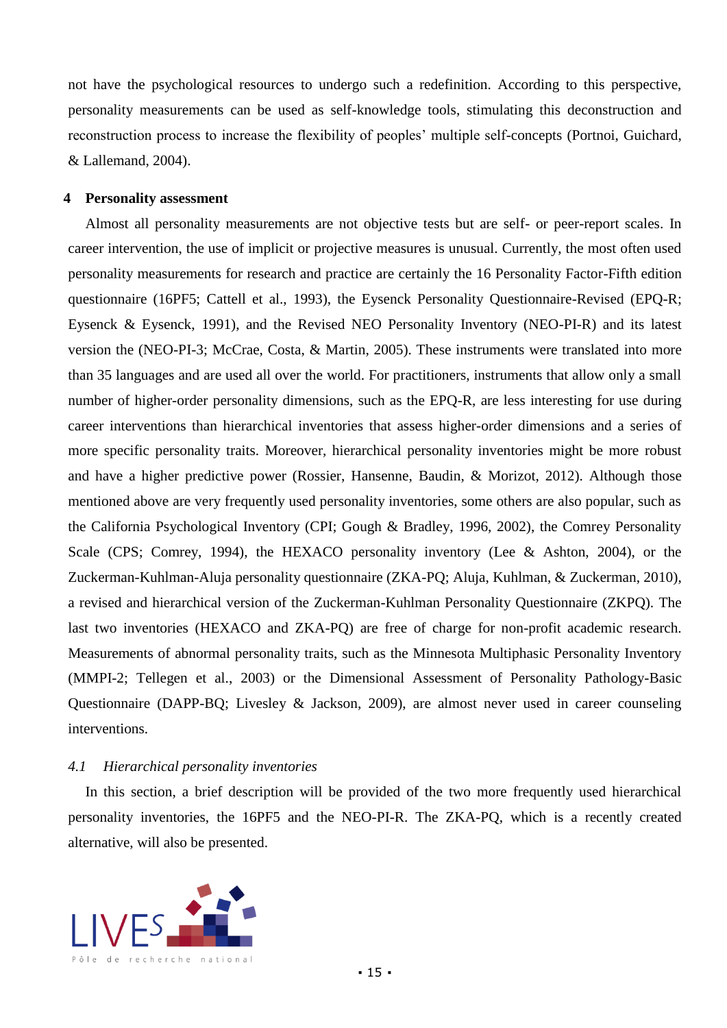not have the psychological resources to undergo such a redefinition. According to this perspective, personality measurements can be used as self-knowledge tools, stimulating this deconstruction and reconstruction process to increase the flexibility of peoples' multiple self-concepts (Portnoi, Guichard, & Lallemand, 2004).

## 4 Personality assessment

Almost all personality measurements are not objective tests but are self- or peer-report scales. In career intervention, the use of implicit or projective measures is unusual. Currently, the most often used personality measurements for research and practice are certainly the 16 Personality Factor-Fifth edition questionnaire (16PF5; Cattell et al., 1993), the Eysenck Personality Questionnaire-Revised (EPQ-R; Eysenck & Eysenck, 1991), and the Revised NEO Personality Inventory (NEO-PI-R) and its latest version the (NEO-PI-3; McCrae, Costa, & Martin, 2005). These instruments were translated into more than 35 languages and are used all over the world. For practitioners, instruments that allow only a small number of higher-order personality dimensions, such as the EPQ-R, are less interesting for use during career interventions than hierarchical inventories that assess higher-order dimensions and a series of more specific personality traits. Moreover, hierarchical personality inventories might be more robust and have a higher predictive power (Rossier, Hansenne, Baudin, & Morizot, 2012). Although those mentioned above are very frequently used personality inventories, some others are also popular, such as the California Psychological Inventory (CPI; Gough & Bradley, 1996, 2002), the Comrey Personality Scale (CPS; Comrey, 1994), the HEXACO personality inventory (Lee & Ashton, 2004), or the Zuckerman-Kuhlman-Aluja personality questionnaire (ZKA-PQ; Aluja, Kuhlman, & Zuckerman, 2010), a revised and hierarchical version of the Zuckerman-Kuhlman Personality Questionnaire (ZKPQ). The last two inventories (HEXACO and ZKA-PQ) are free of charge for non-profit academic research. Measurements of abnormal personality traits, such as the Minnesota Multiphasic Personality Inventory (MMPI-2; Tellegen et al., 2003) or the Dimensional Assessment of Personality Pathology-Basic Questionnaire (DAPP-BQ; Livesley & Jackson, 2009), are almost never used in career counseling interventions.

### *4.1 Hierarchical personality inventories*

In this section, a brief description will be provided of the two more frequently used hierarchical personality inventories, the 16PF5 and the NEO-PI-R. The ZKA-PQ, which is a recently created alternative, will also be presented.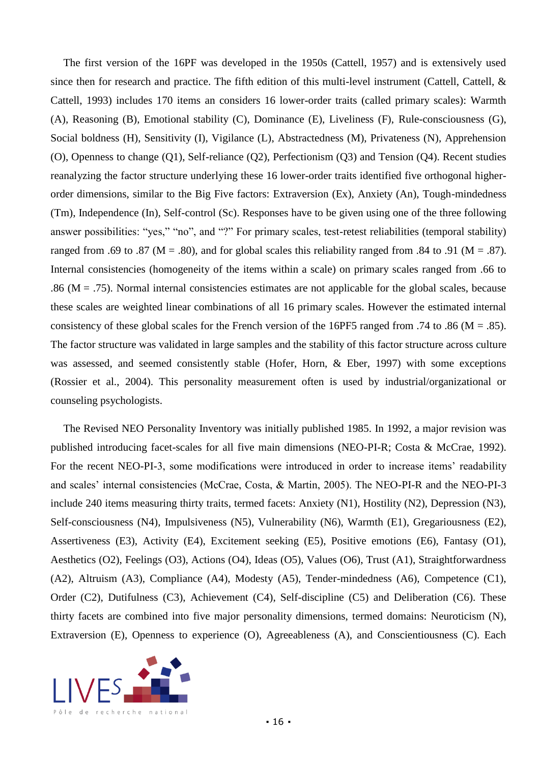The first version of the 16PF was developed in the 1950s (Cattell, 1957) and is extensively used since then for research and practice. The fifth edition of this multi-level instrument (Cattell, Cattell, & Cattell, 1993) includes 170 items an considers 16 lower-order traits (called primary scales): Warmth (A), Reasoning (B), Emotional stability (C), Dominance (E), Liveliness (F), Rule-consciousness (G), Social boldness (H), Sensitivity (I), Vigilance (L), Abstractedness (M), Privateness (N), Apprehension (O), Openness to change (Q1), Self-reliance (Q2), Perfectionism (Q3) and Tension (Q4). Recent studies reanalyzing the factor structure underlying these 16 lower-order traits identified five orthogonal higher-order dimensions, similar to the Big Five factors: Extraversion (Ex), Anxiety (An), Tough-mindedness (Tm), Independence (In), Self-control (Sc). Responses have to be given using one of the three following answer possibilities: "yes," "no", and "?" For primary scales, test-retest reliabilities (temporal stability) ranged from .69 to .87 (M = .80), and for global scales this reliability ranged from .84 to .91 (M = .87). Internal consistencies (homogeneity of the items within a scale) on primary scales ranged from .66 to .86 (M = .75). Normal internal consistencies estimates are not applicable for the global scales, because these scales are weighted linear combinations of all 16 primary scales. However the estimated internal consistency of these global scales for the French version of the 16PF5 ranged from .74 to .86 (M = .85). The factor structure was validated in large samples and the stability of this factor structure across culture was assessed, and seemed consistently stable (Hofer, Horn, & Eber, 1997) with some exceptions (Rossier et al., 2004). This personality measurement often is used by industrial/organizational or counseling psychologists.

The Revised NEO Personality Inventory was initially published 1985. In 1992, a major revision was published introducing facet-scales for all five main dimensions (NEO-PI-R; Costa & McCrae, 1992). For the recent NEO-PI-3, some modifications were introduced in order to increase items' readability and scales' internal consistencies (McCrae, Costa, & Martin, 2005). The NEO-PI-R and the NEO-PI-3 include 240 items measuring thirty traits, termed facets: Anxiety (N1), Hostility (N2), Depression (N3), Self-consciousness (N4), Impulsiveness (N5), Vulnerability (N6), Warmth (E1), Gregariousness (E2), Assertiveness (E3), Activity (E4), Excitement seeking (E5), Positive emotions (E6), Fantasy (O1), Aesthetics (O2), Feelings (O3), Actions (O4), Ideas (O5), Values (O6), Trust (A1), Straightforwardness (A2), Altruism (A3), Compliance (A4), Modesty (A5), Tender-mindedness (A6), Competence (C1), Order (C2), Dutifulness (C3), Achievement (C4), Self-discipline (C5) and Deliberation (C6). These thirty facets are combined into five major personality dimensions, termed domains: Neuroticism (N), Extraversion (E), Openness to experience (O), Agreeableness (A), and Conscientiousness (C). Each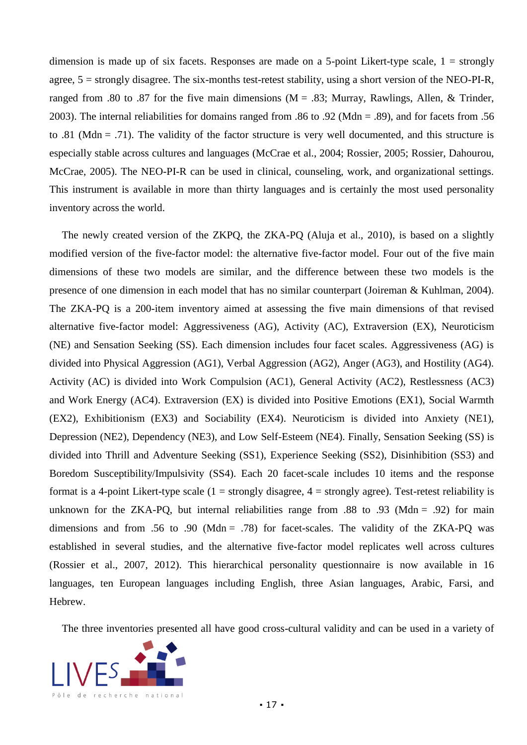dimension is made up of six facets. Responses are made on a 5-point Likert-type scale, 1 = strongly agree, 5 = strongly disagree. The six-months test-retest stability, using a short version of the NEO-PI-R, ranged from .80 to .87 for the five main dimensions (M = .83; Murray, Rawlings, Allen, & Trinder, 2003). The internal reliabilities for domains ranged from .86 to .92 (Mdn = .89), and for facets from .56 to .81 (Mdn = .71). The validity of the factor structure is very well documented, and this structure is especially stable across cultures and languages (McCrae et al., 2004; Rossier, 2005; Rossier, Dahourou, McCrae, 2005). The NEO-PI-R can be used in clinical, counseling, work, and organizational settings. This instrument is available in more than thirty languages and is certainly the most used personality inventory across the world.

The newly created version of the ZKPQ, the ZKA-PQ (Aluja et al., 2010), is based on a slightly modified version of the five-factor model: the alternative five-factor model. Four out of the five main dimensions of these two models are similar, and the difference between these two models is the presence of one dimension in each model that has no similar counterpart (Joireman & Kuhlman, 2004). The ZKA-PQ is a 200-item inventory aimed at assessing the five main dimensions of that revised alternative five-factor model: Aggressiveness (AG), Activity (AC), Extraversion (EX), Neuroticism (NE) and Sensation Seeking (SS). Each dimension includes four facet scales. Aggressiveness (AG) is divided into Physical Aggression (AG1), Verbal Aggression (AG2), Anger (AG3), and Hostility (AG4). Activity (AC) is divided into Work Compulsion (AC1), General Activity (AC2), Restlessness (AC3) and Work Energy (AC4). Extraversion (EX) is divided into Positive Emotions (EX1), Social Warmth (EX2), Exhibitionism (EX3) and Sociability (EX4). Neuroticism is divided into Anxiety (NE1), Depression (NE2), Dependency (NE3), and Low Self-Esteem (NE4). Finally, Sensation Seeking (SS) is divided into Thrill and Adventure Seeking (SS1), Experience Seeking (SS2), Disinhibition (SS3) and Boredom Susceptibility/Impulsivity (SS4). Each 20 facet-scale includes 10 items and the response format is a 4-point Likert-type scale (1 = strongly disagree, 4 = strongly agree). Test-retest reliability is unknown for the ZKA-PQ, but internal reliabilities range from .88 to .93 (Mdn = .92) for main dimensions and from .56 to .90 (Mdn = .78) for facet-scales. The validity of the ZKA-PQ was established in several studies, and the alternative five-factor model replicates well across cultures (Rossier et al., 2007, 2012). This hierarchical personality questionnaire is now available in 16 languages, ten European languages including English, three Asian languages, Arabic, Farsi, and Hebrew.

The three inventories presented all have good cross-cultural validity and can be used in a variety of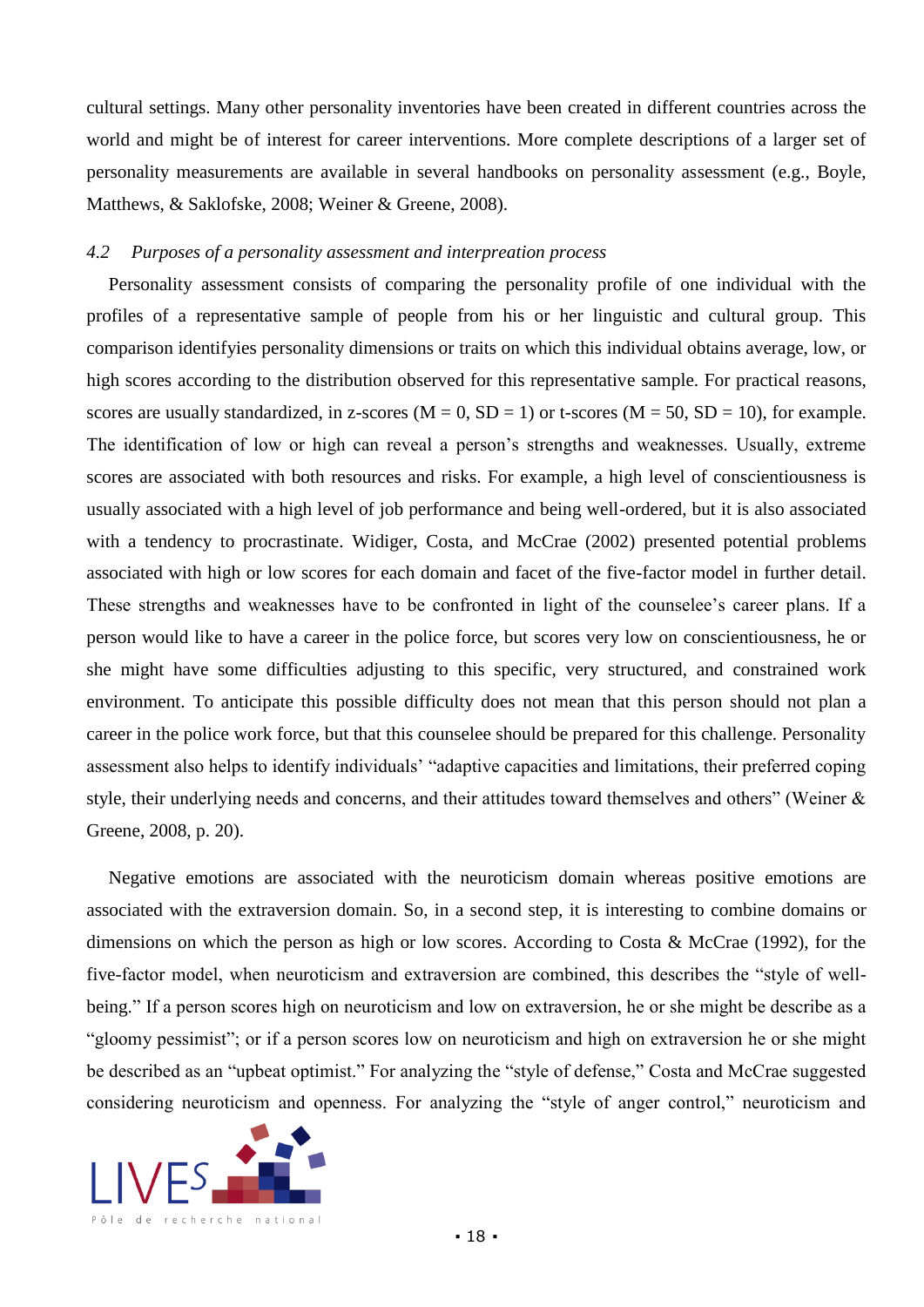cultural settings. Many other personality inventories have been created in different countries across the world and might be of interest for career interventions. More complete descriptions of a larger set of personality measurements are available in several handbooks on personality assessment (e.g., Boyle, Matthews, & Saklofske, 2008; Weiner & Greene, 2008).

### *4.2 Purposes of a personality assessment and interpreation process*

Personality assessment consists of comparing the personality profile of one individual with the profiles of a representative sample of people from his or her linguistic and cultural group. This comparison identifyies personality dimensions or traits on which this individual obtains average, low, or high scores according to the distribution observed for this representative sample. For practical reasons, scores are usually standardized, in z-scores (M = 0, SD = 1) or t-scores (M = 50, SD = 10), for example. The identification of low or high can reveal a person's strengths and weaknesses. Usually, extreme scores are associated with both resources and risks. For example, a high level of conscientiousness is usually associated with a high level of job performance and being well-ordered, but it is also associated with a tendency to procrastinate. Widiger, Costa, and McCrae (2002) presented potential problems associated with high or low scores for each domain and facet of the five-factor model in further detail. These strengths and weaknesses have to be confronted in light of the counselee's career plans. If a person would like to have a career in the police force, but scores very low on conscientiousness, he or she might have some difficulties adjusting to this specific, very structured, and constrained work environment. To anticipate this possible difficulty does not mean that this person should not plan a career in the police work force, but that this counselee should be prepared for this challenge. Personality assessment also helps to identify individuals' "adaptive capacities and limitations, their preferred coping style, their underlying needs and concerns, and their attitudes toward themselves and others" (Weiner & Greene, 2008, p. 20).

Negative emotions are associated with the neuroticism domain whereas positive emotions are associated with the extraversion domain. So, in a second step, it is interesting to combine domains or dimensions on which the person as high or low scores. According to Costa & McCrae (1992), for the five-factor model, when neuroticism and extraversion are combined, this describes the "style of well-being." If a person scores high on neuroticism and low on extraversion, he or she might be describe as a "gloomy pessimist"; or if a person scores low on neuroticism and high on extraversion he or she might be described as an "upbeat optimist." For analyzing the "style of defense," Costa and McCrae suggested considering neuroticism and openness. For analyzing the "style of anger control," neuroticism and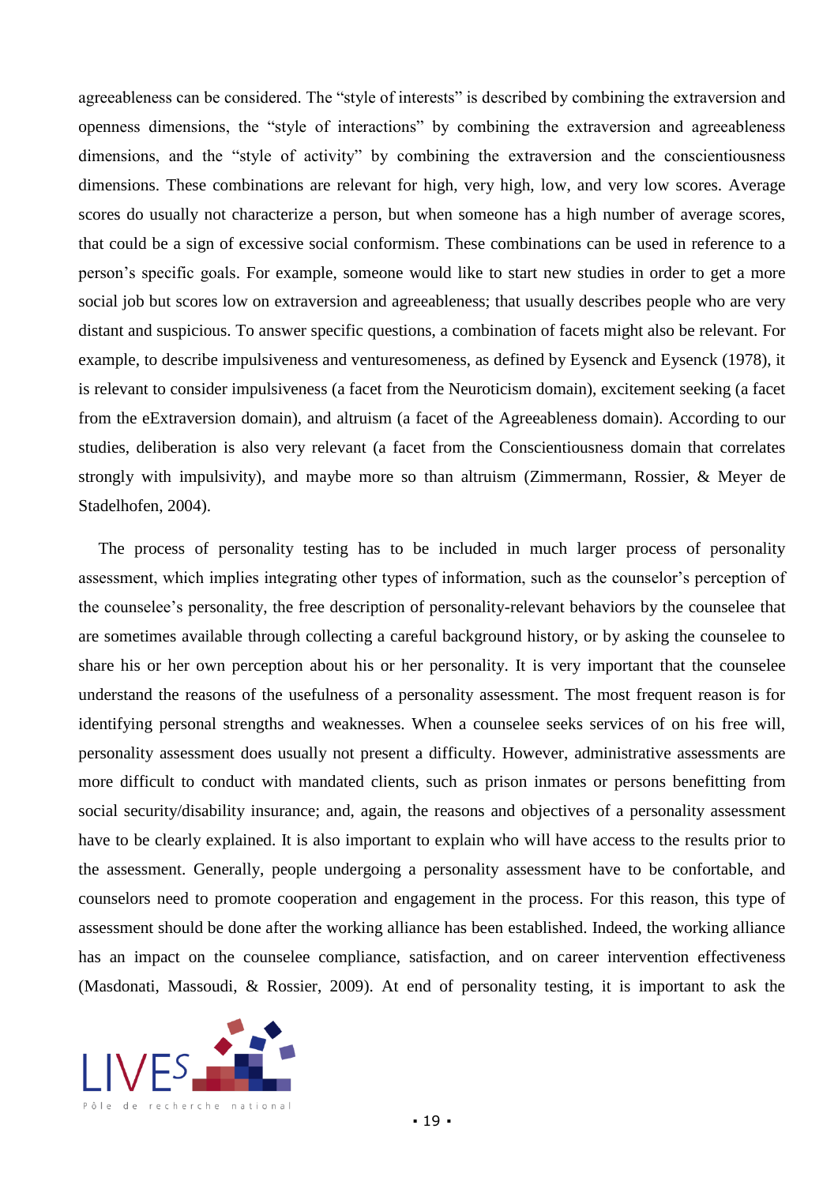agreeableness can be considered. The "style of interests" is described by combining the extraversion and openness dimensions, the "style of interactions" by combining the extraversion and agreeableness dimensions, and the "style of activity" by combining the extraversion and the conscientiousness dimensions. These combinations are relevant for high, very high, low, and very low scores. Average scores do usually not characterize a person, but when someone has a high number of average scores, that could be a sign of excessive social conformism. These combinations can be used in reference to a person's specific goals. For example, someone would like to start new studies in order to get a more social job but scores low on extraversion and agreeableness; that usually describes people who are very distant and suspicious. To answer specific questions, a combination of facets might also be relevant. For example, to describe impulsiveness and venturesomeness, as defined by Eysenck and Eysenck (1978), it is relevant to consider impulsiveness (a facet from the Neuroticism domain), excitement seeking (a facet from the eExtraversion domain), and altruism (a facet of the Agreeableness domain). According to our studies, deliberation is also very relevant (a facet from the Conscientiousness domain that correlates strongly with impulsivity), and maybe more so than altruism (Zimmermann, Rossier, & Meyer de Stadelhofen, 2004).

The process of personality testing has to be included in much larger process of personality assessment, which implies integrating other types of information, such as the counselor's perception of the counselee's personality, the free description of personality-relevant behaviors by the counselee that are sometimes available through collecting a careful background history, or by asking the counselee to share his or her own perception about his or her personality. It is very important that the counselee understand the reasons of the usefulness of a personality assessment. The most frequent reason is for identifying personal strengths and weaknesses. When a counselee seeks services of on his free will, personality assessment does usually not present a difficulty. However, administrative assessments are more difficult to conduct with mandated clients, such as prison inmates or persons benefitting from social security/disability insurance; and, again, the reasons and objectives of a personality assessment have to be clearly explained. It is also important to explain who will have access to the results prior to the assessment. Generally, people undergoing a personality assessment have to be confortable, and counselors need to promote cooperation and engagement in the process. For this reason, this type of assessment should be done after the working alliance has been established. Indeed, the working alliance has an impact on the counselee compliance, satisfaction, and on career intervention effectiveness (Masdonati, Massoudi, & Rossier, 2009). At end of personality testing, it is important to ask the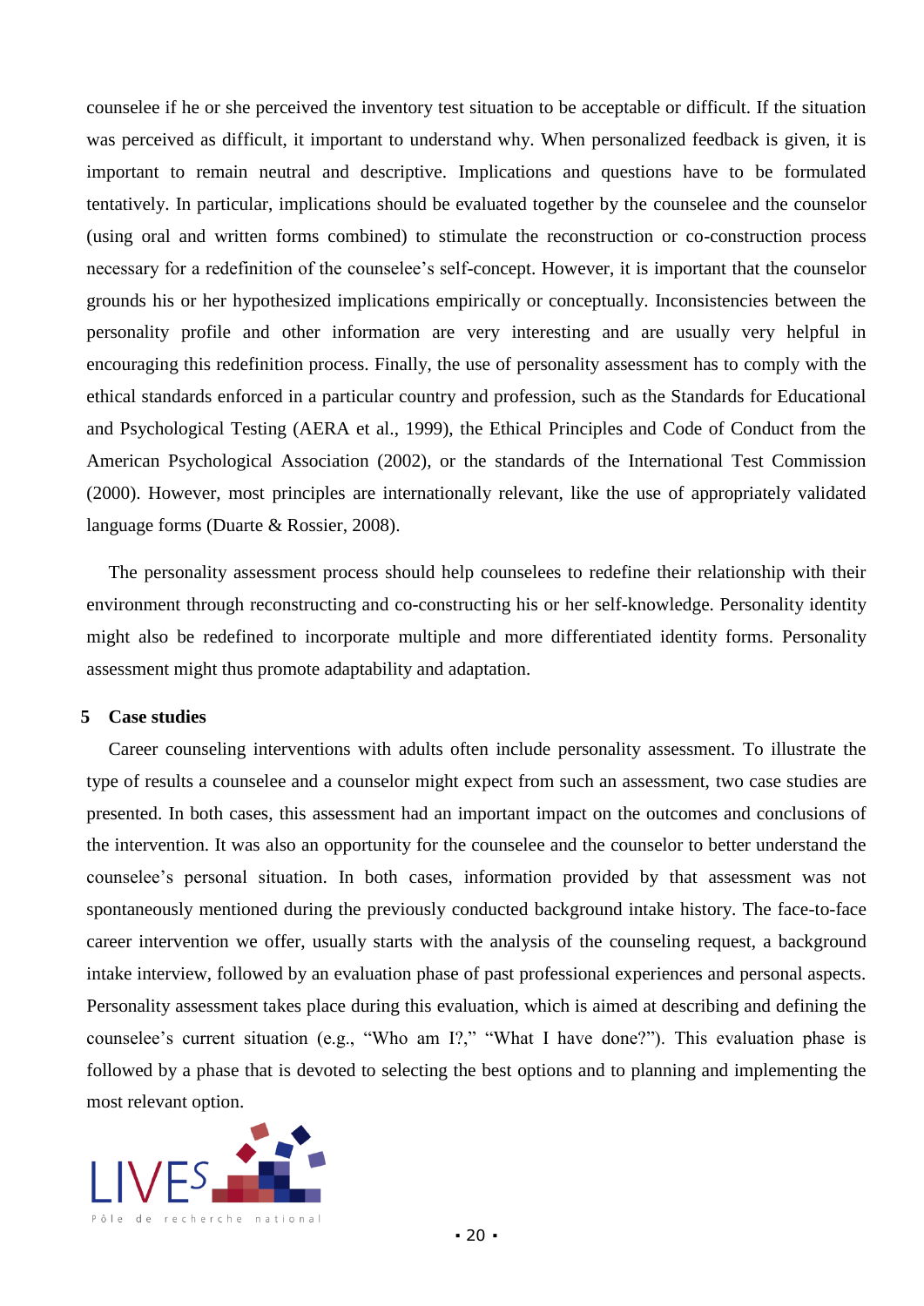counselee if he or she perceived the inventory test situation to be acceptable or difficult. If the situation was perceived as difficult, it important to understand why. When personalized feedback is given, it is important to remain neutral and descriptive. Implications and questions have to be formulated tentatively. In particular, implications should be evaluated together by the counselee and the counselor (using oral and written forms combined) to stimulate the reconstruction or co-construction process necessary for a redefinition of the counselee's self-concept. However, it is important that the counselor grounds his or her hypothesized implications empirically or conceptually. Inconsistencies between the personality profile and other information are very interesting and are usually very helpful in encouraging this redefinition process. Finally, the use of personality assessment has to comply with the ethical standards enforced in a particular country and profession, such as the Standards for Educational and Psychological Testing (AERA et al., 1999), the Ethical Principles and Code of Conduct from the American Psychological Association (2002), or the standards of the International Test Commission (2000). However, most principles are internationally relevant, like the use of appropriately validated language forms (Duarte & Rossier, 2008).

The personality assessment process should help counselees to redefine their relationship with their environment through reconstructing and co-constructing his or her self-knowledge. Personality identity might also be redefined to incorporate multiple and more differentiated identity forms. Personality assessment might thus promote adaptability and adaptation.

## 5 Case studies

Career counseling interventions with adults often include personality assessment. To illustrate the type of results a counselee and a counselor might expect from such an assessment, two case studies are presented. In both cases, this assessment had an important impact on the outcomes and conclusions of the intervention. It was also an opportunity for the counselee and the counselor to better understand the counselee's personal situation. In both cases, information provided by that assessment was not spontaneously mentioned during the previously conducted background intake history. The face-to-face career intervention we offer, usually starts with the analysis of the counseling request, a background intake interview, followed by an evaluation phase of past professional experiences and personal aspects. Personality assessment takes place during this evaluation, which is aimed at describing and defining the counselee's current situation (e.g., "Who am I?," "What I have done?"). This evaluation phase is followed by a phase that is devoted to selecting the best options and to planning and implementing the most relevant option.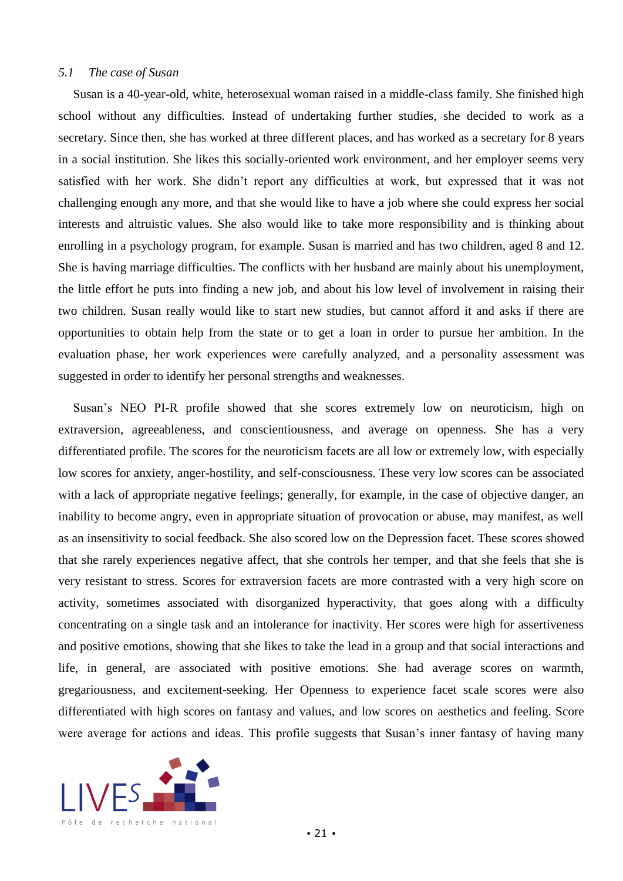### *5.1 The case of Susan*

Susan is a 40-year-old, white, heterosexual woman raised in a middle-class family. She finished high school without any difficulties. Instead of undertaking further studies, she decided to work as a secretary. Since then, she has worked at three different places, and has worked as a secretary for 8 years in a social institution. She likes this socially-oriented work environment, and her employer seems very satisfied with her work. She didn't report any difficulties at work, but expressed that it was not challenging enough any more, and that she would like to have a job where she could express her social interests and altruistic values. She also would like to take more responsibility and is thinking about enrolling in a psychology program, for example. Susan is married and has two children, aged 8 and 12. She is having marriage difficulties. The conflicts with her husband are mainly about his unemployment, the little effort he puts into finding a new job, and about his low level of involvement in raising their two children. Susan really would like to start new studies, but cannot afford it and asks if there are opportunities to obtain help from the state or to get a loan in order to pursue her ambition. In the evaluation phase, her work experiences were carefully analyzed, and a personality assessment was suggested in order to identify her personal strengths and weaknesses.

Susan's NEO PI-R profile showed that she scores extremely low on neuroticism, high on extraversion, agreeableness, and conscientiousness, and average on openness. She has a very differentiated profile. The scores for the neuroticism facets are all low or extremely low, with especially low scores for anxiety, anger-hostility, and self-consciousness. These very low scores can be associated with a lack of appropriate negative feelings; generally, for example, in the case of objective danger, an inability to become angry, even in appropriate situation of provocation or abuse, may manifest, as well as an insensitivity to social feedback. She also scored low on the Depression facet. These scores showed that she rarely experiences negative affect, that she controls her temper, and that she feels that she is very resistant to stress. Scores for extraversion facets are more contrasted with a very high score on activity, sometimes associated with disorganized hyperactivity, that goes along with a difficulty concentrating on a single task and an intolerance for inactivity. Her scores were high for assertiveness and positive emotions, showing that she likes to take the lead in a group and that social interactions and life, in general, are associated with positive emotions. She had average scores on warmth, gregariousness, and excitement-seeking. Her Openness to experience facet scale scores were also differentiated with high scores on fantasy and values, and low scores on aesthetics and feeling. Score were average for actions and ideas. This profile suggests that Susan's inner fantasy of having many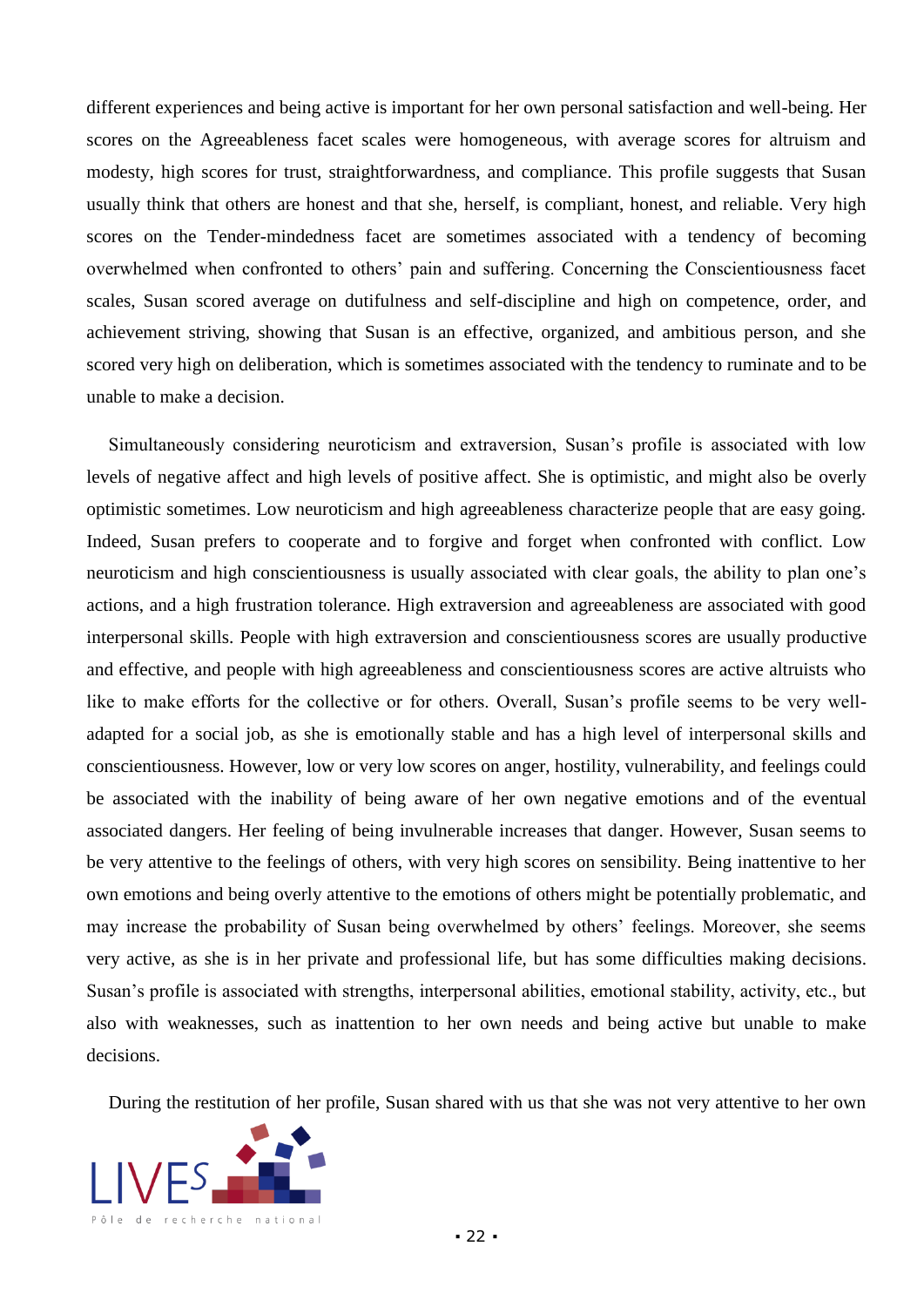different experiences and being active is important for her own personal satisfaction and well-being. Her scores on the Agreeableness facet scales were homogeneous, with average scores for altruism and modesty, high scores for trust, straightforwardness, and compliance. This profile suggests that Susan usually think that others are honest and that she, herself, is compliant, honest, and reliable. Very high scores on the Tender-mindedness facet are sometimes associated with a tendency of becoming overwhelmed when confronted to others' pain and suffering. Concerning the Conscientiousness facet scales, Susan scored average on dutifulness and self-discipline and high on competence, order, and achievement striving, showing that Susan is an effective, organized, and ambitious person, and she scored very high on deliberation, which is sometimes associated with the tendency to ruminate and to be unable to make a decision.

Simultaneously considering neuroticism and extraversion, Susan's profile is associated with low levels of negative affect and high levels of positive affect. She is optimistic, and might also be overly optimistic sometimes. Low neuroticism and high agreeableness characterize people that are easy going. Indeed, Susan prefers to cooperate and to forgive and forget when confronted with conflict. Low neuroticism and high conscientiousness is usually associated with clear goals, the ability to plan one's actions, and a high frustration tolerance. High extraversion and agreeableness are associated with good interpersonal skills. People with high extraversion and conscientiousness scores are usually productive and effective, and people with high agreeableness and conscientiousness scores are active altruists who like to make efforts for the collective or for others. Overall, Susan's profile seems to be very well-adapted for a social job, as she is emotionally stable and has a high level of interpersonal skills and conscientiousness. However, low or very low scores on anger, hostility, vulnerability, and feelings could be associated with the inability of being aware of her own negative emotions and of the eventual associated dangers. Her feeling of being invulnerable increases that danger. However, Susan seems to be very attentive to the feelings of others, with very high scores on sensibility. Being inattentive to her own emotions and being overly attentive to the emotions of others might be potentially problematic, and may increase the probability of Susan being overwhelmed by others' feelings. Moreover, she seems very active, as she is in her private and professional life, but has some difficulties making decisions. Susan's profile is associated with strengths, interpersonal abilities, emotional stability, activity, etc., but also with weaknesses, such as inattention to her own needs and being active but unable to make decisions.

During the restitution of her profile, Susan shared with us that she was not very attentive to her own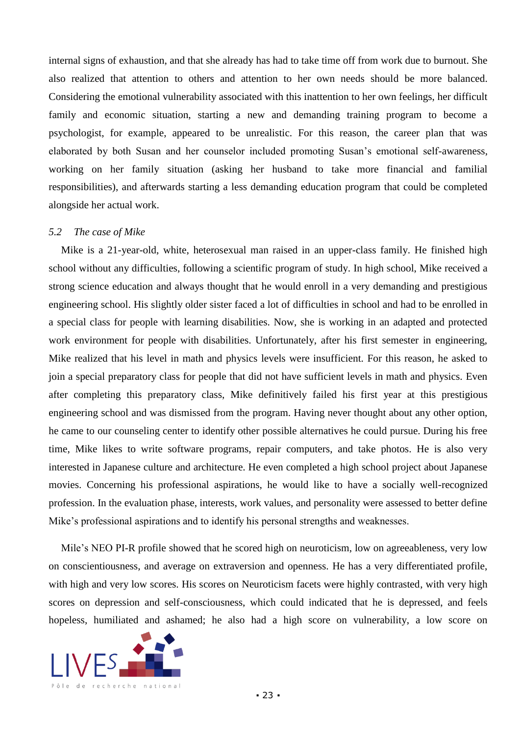internal signs of exhaustion, and that she already has had to take time off from work due to burnout. She also realized that attention to others and attention to her own needs should be more balanced. Considering the emotional vulnerability associated with this inattention to her own feelings, her difficult family and economic situation, starting a new and demanding training program to become a psychologist, for example, appeared to be unrealistic. For this reason, the career plan that was elaborated by both Susan and her counselor included promoting Susan's emotional self-awareness, working on her family situation (asking her husband to take more financial and familial responsibilities), and afterwards starting a less demanding education program that could be completed alongside her actual work.

### *5.2 The case of Mike*

Mike is a 21-year-old, white, heterosexual man raised in an upper-class family. He finished high school without any difficulties, following a scientific program of study. In high school, Mike received a strong science education and always thought that he would enroll in a very demanding and prestigious engineering school. His slightly older sister faced a lot of difficulties in school and had to be enrolled in a special class for people with learning disabilities. Now, she is working in an adapted and protected work environment for people with disabilities. Unfortunately, after his first semester in engineering, Mike realized that his level in math and physics levels were insufficient. For this reason, he asked to join a special preparatory class for people that did not have sufficient levels in math and physics. Even after completing this preparatory class, Mike definitively failed his first year at this prestigious engineering school and was dismissed from the program. Having never thought about any other option, he came to our counseling center to identify other possible alternatives he could pursue. During his free time, Mike likes to write software programs, repair computers, and take photos. He is also very interested in Japanese culture and architecture. He even completed a high school project about Japanese movies. Concerning his professional aspirations, he would like to have a socially well-recognized profession. In the evaluation phase, interests, work values, and personality were assessed to better define Mike's professional aspirations and to identify his personal strengths and weaknesses.

Mile's NEO PI-R profile showed that he scored high on neuroticism, low on agreeableness, very low on conscientiousness, and average on extraversion and openness. He has a very differentiated profile, with high and very low scores. His scores on Neuroticism facets were highly contrasted, with very high scores on depression and self-consciousness, which could indicated that he is depressed, and feels hopeless, humiliated and ashamed; he also had a high score on vulnerability, a low score on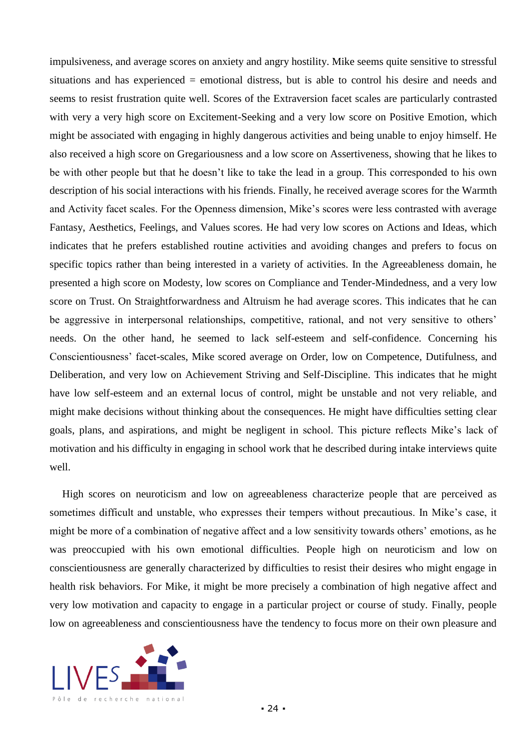impulsiveness, and average scores on anxiety and angry hostility. Mike seems quite sensitive to stressful situations and has experienced = emotional distress, but is able to control his desire and needs and seems to resist frustration quite well. Scores of the Extraversion facet scales are particularly contrasted with very a very high score on Excitement-Seeking and a very low score on Positive Emotion, which might be associated with engaging in highly dangerous activities and being unable to enjoy himself. He also received a high score on Gregariousness and a low score on Assertiveness, showing that he likes to be with other people but that he doesn't like to take the lead in a group. This corresponded to his own description of his social interactions with his friends. Finally, he received average scores for the Warmth and Activity facet scales. For the Openness dimension, Mike's scores were less contrasted with average Fantasy, Aesthetics, Feelings, and Values scores. He had very low scores on Actions and Ideas, which indicates that he prefers established routine activities and avoiding changes and prefers to focus on specific topics rather than being interested in a variety of activities. In the Agreeableness domain, he presented a high score on Modesty, low scores on Compliance and Tender-Mindedness, and a very low score on Trust. On Straightforwardness and Altruism he had average scores. This indicates that he can be aggressive in interpersonal relationships, competitive, rational, and not very sensitive to others' needs. On the other hand, he seemed to lack self-esteem and self-confidence. Concerning his Conscientiousness' facet-scales, Mike scored average on Order, low on Competence, Dutifulness, and Deliberation, and very low on Achievement Striving and Self-Discipline. This indicates that he might have low self-esteem and an external locus of control, might be unstable and not very reliable, and might make decisions without thinking about the consequences. He might have difficulties setting clear goals, plans, and aspirations, and might be negligent in school. This picture reflects Mike's lack of motivation and his difficulty in engaging in school work that he described during intake interviews quite well.

High scores on neuroticism and low on agreeableness characterize people that are perceived as sometimes difficult and unstable, who expresses their tempers without precautious. In Mike's case, it might be more of a combination of negative affect and a low sensitivity towards others' emotions, as he was preoccupied with his own emotional difficulties. People high on neuroticism and low on conscientiousness are generally characterized by difficulties to resist their desires who might engage in health risk behaviors. For Mike, it might be more precisely a combination of high negative affect and very low motivation and capacity to engage in a particular project or course of study. Finally, people low on agreeableness and conscientiousness have the tendency to focus more on their own pleasure and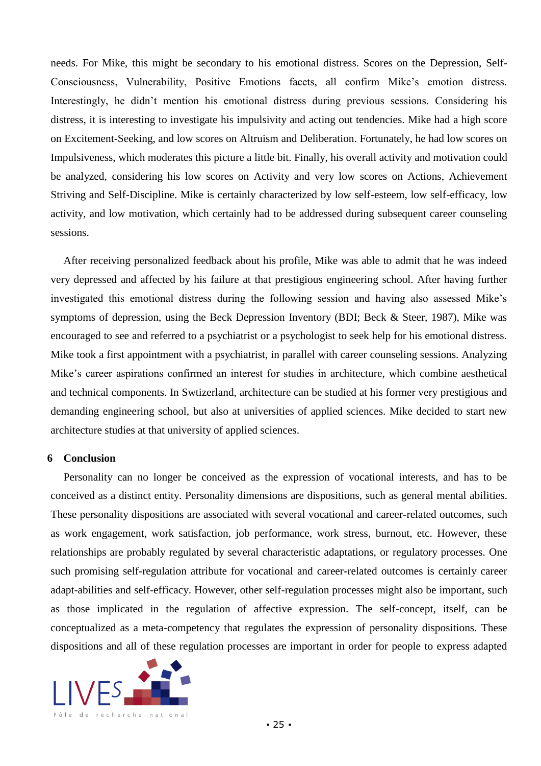needs. For Mike, this might be secondary to his emotional distress. Scores on the Depression, Self-Consciousness, Vulnerability, Positive Emotions facets, all confirm Mike's emotion distress. Interestingly, he didn't mention his emotional distress during previous sessions. Considering his distress, it is interesting to investigate his impulsivity and acting out tendencies. Mike had a high score on Excitement-Seeking, and low scores on Altruism and Deliberation. Fortunately, he had low scores on Impulsiveness, which moderates this picture a little bit. Finally, his overall activity and motivation could be analyzed, considering his low scores on Activity and very low scores on Actions, Achievement Striving and Self-Discipline. Mike is certainly characterized by low self-esteem, low self-efficacy, low activity, and low motivation, which certainly had to be addressed during subsequent career counseling sessions.

After receiving personalized feedback about his profile, Mike was able to admit that he was indeed very depressed and affected by his failure at that prestigious engineering school. After having further investigated this emotional distress during the following session and having also assessed Mike's symptoms of depression, using the Beck Depression Inventory (BDI; Beck & Steer, 1987), Mike was encouraged to see and referred to a psychiatrist or a psychologist to seek help for his emotional distress. Mike took a first appointment with a psychiatrist, in parallel with career counseling sessions. Analyzing Mike's career aspirations confirmed an interest for studies in architecture, which combine aesthetical and technical components. In Swtizerland, architecture can be studied at his former very prestigious and demanding engineering school, but also at universities of applied sciences. Mike decided to start new architecture studies at that university of applied sciences.

## 6 Conclusion

Personality can no longer be conceived as the expression of vocational interests, and has to be conceived as a distinct entity. Personality dimensions are dispositions, such as general mental abilities. These personality dispositions are associated with several vocational and career-related outcomes, such as work engagement, work satisfaction, job performance, work stress, burnout, etc. However, these relationships are probably regulated by several characteristic adaptations, or regulatory processes. One such promising self-regulation attribute for vocational and career-related outcomes is certainly career adapt-abilities and self-efficacy. However, other self-regulation processes might also be important, such as those implicated in the regulation of affective expression. The self-concept, itself, can be conceptualized as a meta-competency that regulates the expression of personality dispositions. These dispositions and all of these regulation processes are important in order for people to express adapted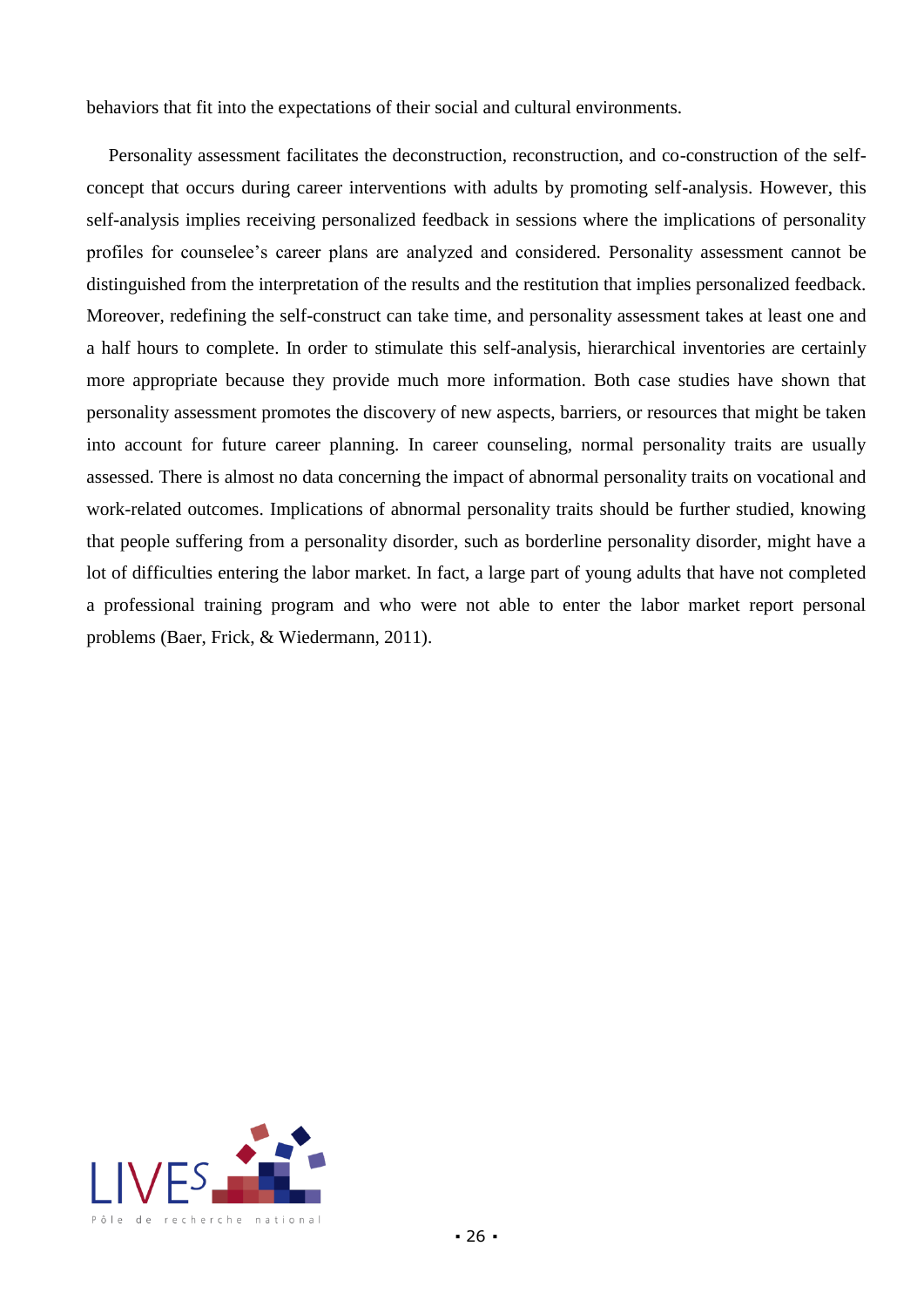behaviors that fit into the expectations of their social and cultural environments.

Personality assessment facilitates the deconstruction, reconstruction, and co-construction of the self-concept that occurs during career interventions with adults by promoting self-analysis. However, this self-analysis implies receiving personalized feedback in sessions where the implications of personality profiles for counselee's career plans are analyzed and considered. Personality assessment cannot be distinguished from the interpretation of the results and the restitution that implies personalized feedback. Moreover, redefining the self-construct can take time, and personality assessment takes at least one and a half hours to complete. In order to stimulate this self-analysis, hierarchical inventories are certainly more appropriate because they provide much more information. Both case studies have shown that personality assessment promotes the discovery of new aspects, barriers, or resources that might be taken into account for future career planning. In career counseling, normal personality traits are usually assessed. There is almost no data concerning the impact of abnormal personality traits on vocational and work-related outcomes. Implications of abnormal personality traits should be further studied, knowing that people suffering from a personality disorder, such as borderline personality disorder, might have a lot of difficulties entering the labor market. In fact, a large part of young adults that have not completed a professional training program and who were not able to enter the labor market report personal problems (Baer, Frick, & Wiedermann, 2011).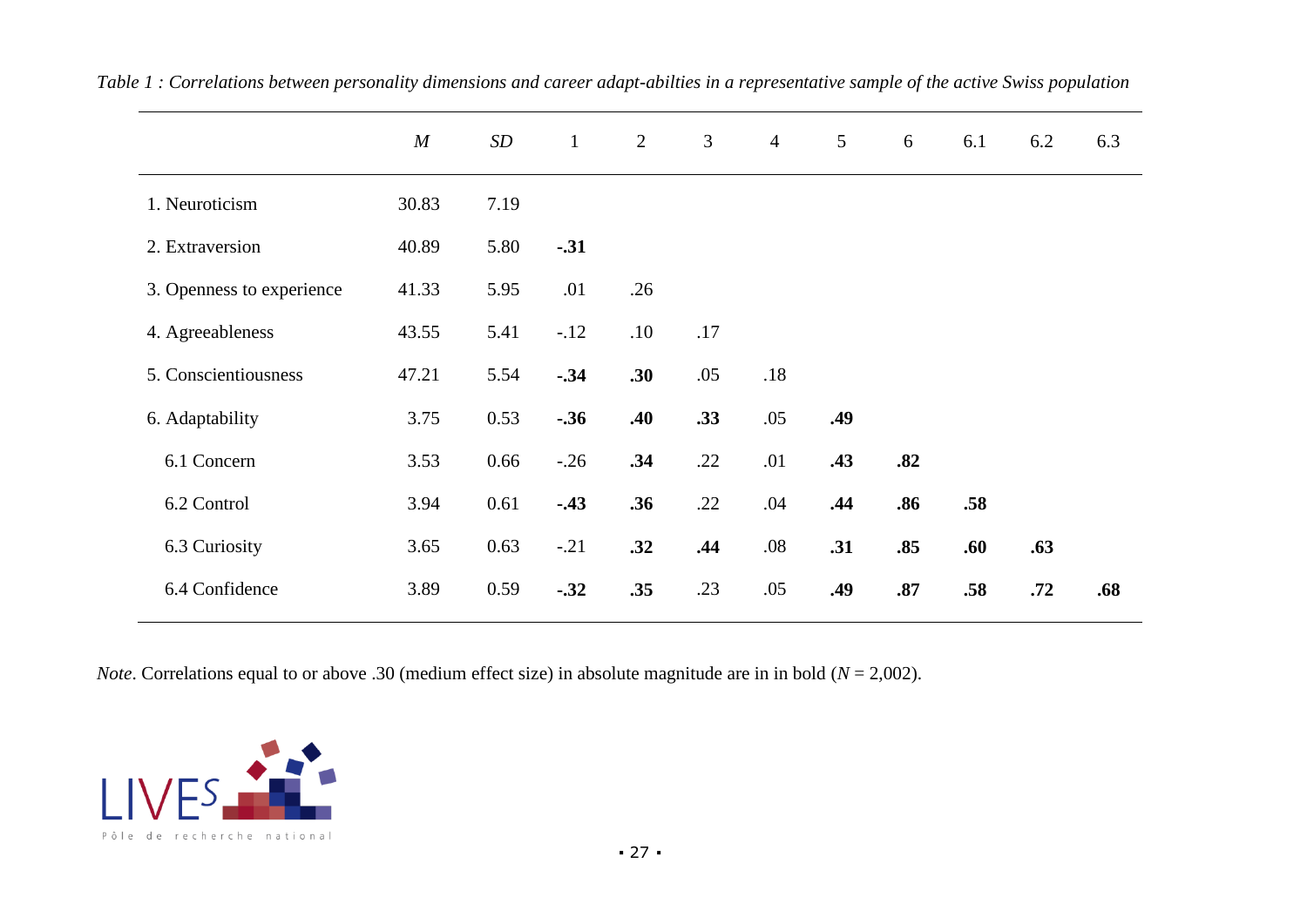*Table 1 : Correlations between personality dimensions and career adapt-abilties in a representative sample of the active Swiss population*

| | *M* | *SD* | 1 | 2 | 3 | 4 | 5 | 6 | 6.1 | 6.2 | 6.3 |
|---|---|---|---|---|---|---|---|---|---|---|---|
| 1. Neuroticism | 30.83 | 7.19 | | | | | | | | | |
| 2. Extraversion | 40.89 | 5.80 | **-.31** | | | | | | | | |
| 3. Openness to experience | 41.33 | 5.95 | .01 | .26 | | | | | | | |
| 4. Agreeableness | 43.55 | 5.41 | -.12 | .10 | .17 | | | | | | |
| 5. Conscientiousness | 47.21 | 5.54 | **-.34** | **.30** | .05 | .18 | | | | | |
| 6. Adaptability | 3.75 | 0.53 | **-.36** | **.40** | **.33** | .05 | **.49** | | | | |
| 6.1 Concern | 3.53 | 0.66 | -.26 | **.34** | .22 | .01 | **.43** | **.82** | | | |
| 6.2 Control | 3.94 | 0.61 | **-.43** | **.36** | .22 | .04 | **.44** | **.86** | **.58** | | |
| 6.3 Curiosity | 3.65 | 0.63 | -.21 | **.32** | **.44** | .08 | **.31** | **.85** | **.60** | **.63** | |
| 6.4 Confidence | 3.89 | 0.59 | **-.32** | **.35** | .23 | .05 | **.49** | **.87** | **.58** | **.72** | **.68** |

*Note*. Correlations equal to or above .30 (medium effect size) in absolute magnitude are in in bold ($N$ = 2,002).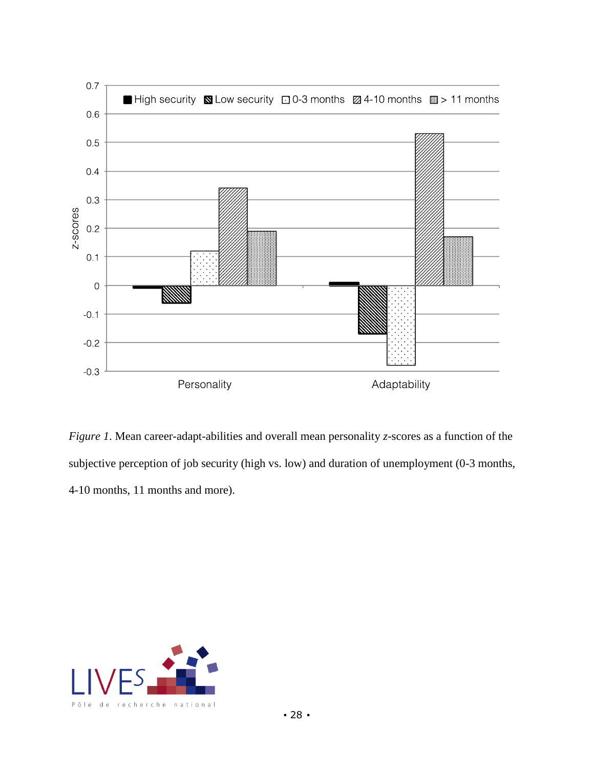*Figure 1*. Mean career-adapt-abilities and overall mean personality *z*-scores as a function of the subjective perception of job security (high vs. low) and duration of unemployment (0-3 months, 4-10 months, 11 months and more).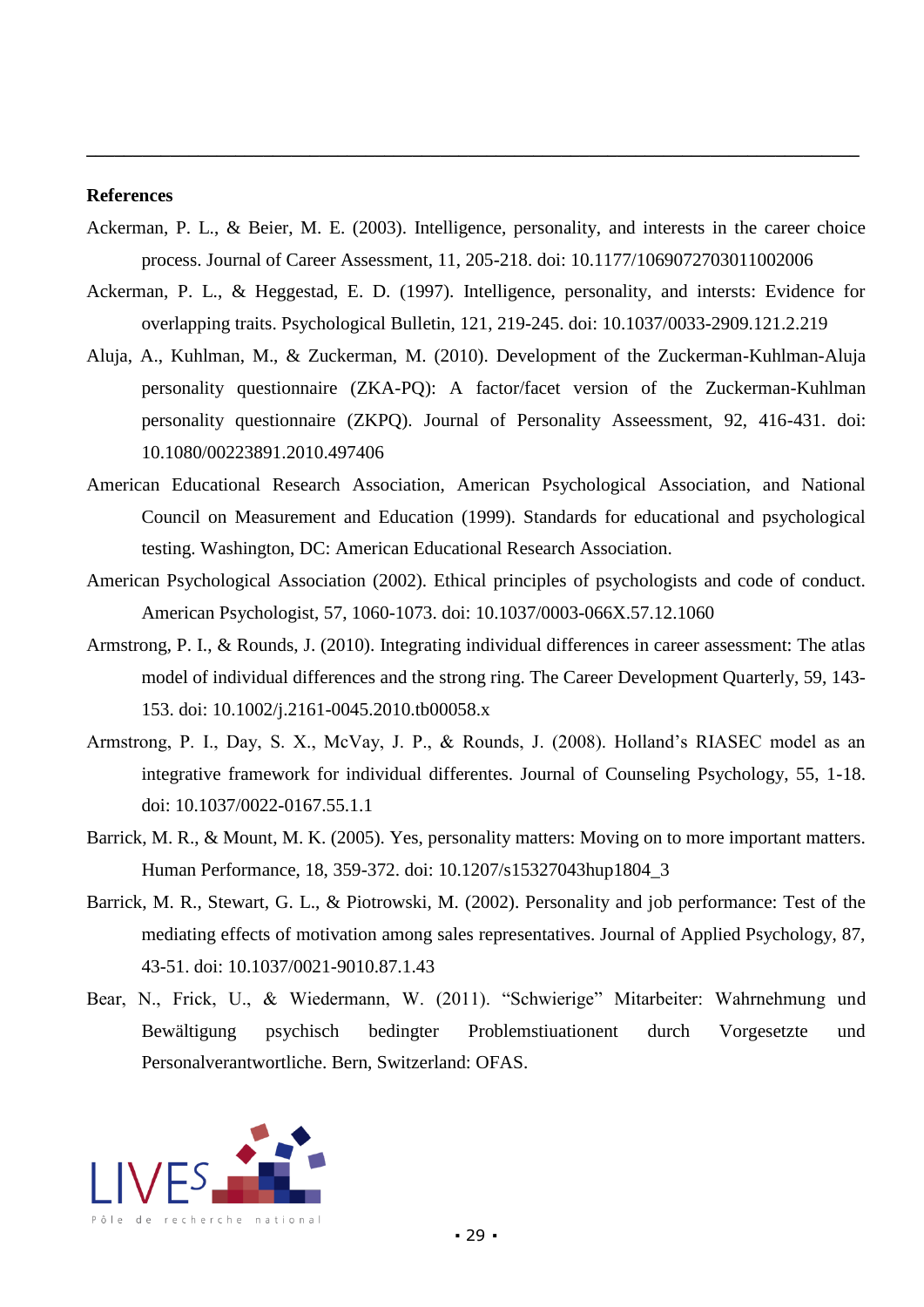**References**

Ackerman, P. L., & Beier, M. E. (2003). Intelligence, personality, and interests in the career choice process. Journal of Career Assessment, 11, 205-218. doi: 10.1177/1069072703011002006

Ackerman, P. L., & Heggestad, E. D. (1997). Intelligence, personality, and intersts: Evidence for overlapping traits. Psychological Bulletin, 121, 219-245. doi: 10.1037/0033-2909.121.2.219

Aluja, A., Kuhlman, M., & Zuckerman, M. (2010). Development of the Zuckerman-Kuhlman-Aluja personality questionnaire (ZKA-PQ): A factor/facet version of the Zuckerman-Kuhlman personality questionnaire (ZKPQ). Journal of Personality Asseessment, 92, 416-431. doi: 10.1080/00223891.2010.497406

American Educational Research Association, American Psychological Association, and National Council on Measurement and Education (1999). Standards for educational and psychological testing. Washington, DC: American Educational Research Association.

American Psychological Association (2002). Ethical principles of psychologists and code of conduct. American Psychologist, 57, 1060-1073. doi: 10.1037/0003-066X.57.12.1060

Armstrong, P. I., & Rounds, J. (2010). Integrating individual differences in career assessment: The atlas model of individual differences and the strong ring. The Career Development Quarterly, 59, 143-153. doi: 10.1002/j.2161-0045.2010.tb00058.x

Armstrong, P. I., Day, S. X., McVay, J. P., & Rounds, J. (2008). Holland's RIASEC model as an integrative framework for individual differentes. Journal of Counseling Psychology, 55, 1-18. doi: 10.1037/0022-0167.55.1.1

Barrick, M. R., & Mount, M. K. (2005). Yes, personality matters: Moving on to more important matters. Human Performance, 18, 359-372. doi: 10.1207/s15327043hup1804_3

Barrick, M. R., Stewart, G. L., & Piotrowski, M. (2002). Personality and job performance: Test of the mediating effects of motivation among sales representatives. Journal of Applied Psychology, 87, 43-51. doi: 10.1037/0021-9010.87.1.43

Bear, N., Frick, U., & Wiedermann, W. (2011). "Schwierige" Mitarbeiter: Wahrnehmung und Bewältigung psychisch bedingter Problemstiuationent durch Vorgesetzte und Personalverantwortliche. Bern, Switzerland: OFAS.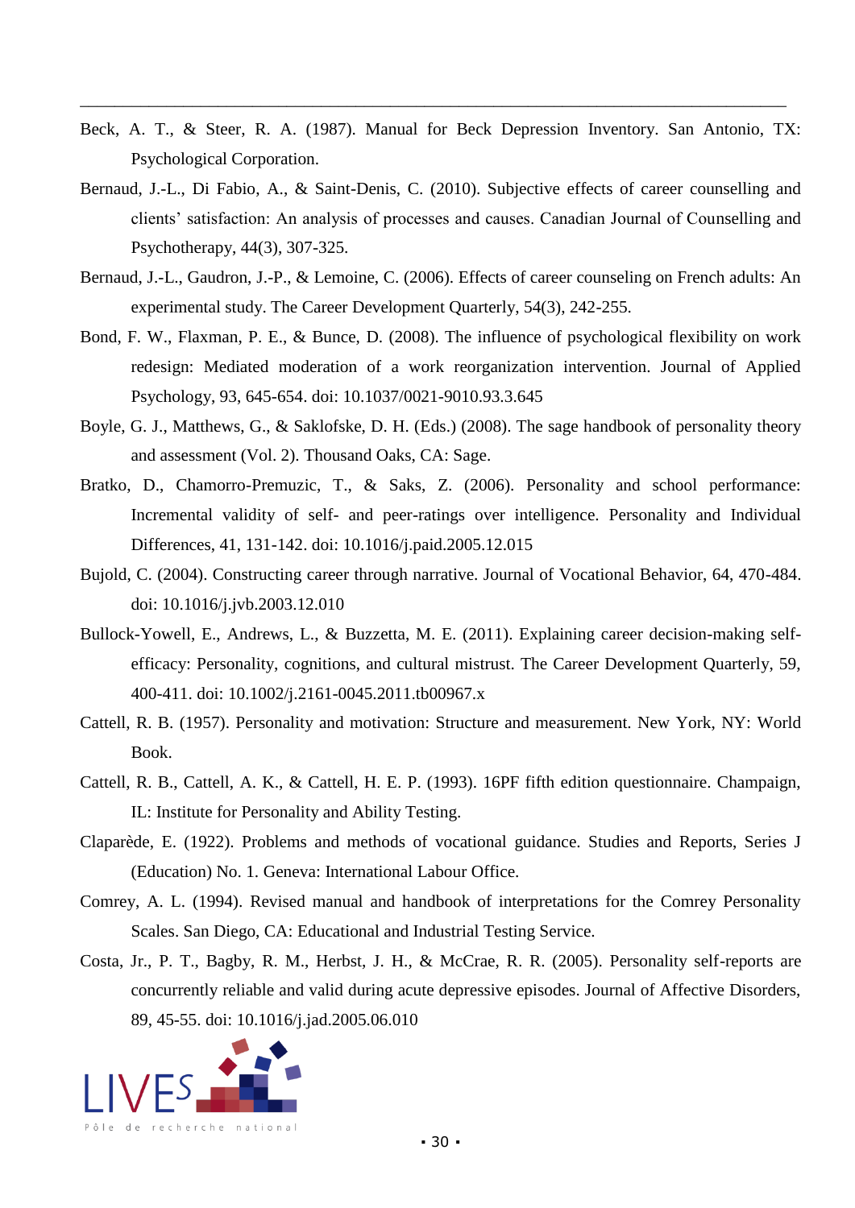Beck, A. T., & Steer, R. A. (1987). Manual for Beck Depression Inventory. San Antonio, TX: Psychological Corporation.

Bernaud, J.-L., Di Fabio, A., & Saint-Denis, C. (2010). Subjective effects of career counselling and clients' satisfaction: An analysis of processes and causes. Canadian Journal of Counselling and Psychotherapy, 44(3), 307-325.

Bernaud, J.-L., Gaudron, J.-P., & Lemoine, C. (2006). Effects of career counseling on French adults: An experimental study. The Career Development Quarterly, 54(3), 242-255.

Bond, F. W., Flaxman, P. E., & Bunce, D. (2008). The influence of psychological flexibility on work redesign: Mediated moderation of a work reorganization intervention. Journal of Applied Psychology, 93, 645-654. doi: 10.1037/0021-9010.93.3.645

Boyle, G. J., Matthews, G., & Saklofske, D. H. (Eds.) (2008). The sage handbook of personality theory and assessment (Vol. 2). Thousand Oaks, CA: Sage.

Bratko, D., Chamorro-Premuzic, T., & Saks, Z. (2006). Personality and school performance: Incremental validity of self- and peer-ratings over intelligence. Personality and Individual Differences, 41, 131-142. doi: 10.1016/j.paid.2005.12.015

Bujold, C. (2004). Constructing career through narrative. Journal of Vocational Behavior, 64, 470-484. doi: 10.1016/j.jvb.2003.12.010

Bullock-Yowell, E., Andrews, L., & Buzzetta, M. E. (2011). Explaining career decision-making self-efficacy: Personality, cognitions, and cultural mistrust. The Career Development Quarterly, 59, 400-411. doi: 10.1002/j.2161-0045.2011.tb00967.x

Cattell, R. B. (1957). Personality and motivation: Structure and measurement. New York, NY: World Book.

Cattell, R. B., Cattell, A. K., & Cattell, H. E. P. (1993). 16PF fifth edition questionnaire. Champaign, IL: Institute for Personality and Ability Testing.

Claparède, E. (1922). Problems and methods of vocational guidance. Studies and Reports, Series J (Education) No. 1. Geneva: International Labour Office.

Comrey, A. L. (1994). Revised manual and handbook of interpretations for the Comrey Personality Scales. San Diego, CA: Educational and Industrial Testing Service.

Costa, Jr., P. T., Bagby, R. M., Herbst, J. H., & McCrae, R. R. (2005). Personality self-reports are concurrently reliable and valid during acute depressive episodes. Journal of Affective Disorders, 89, 45-55. doi: 10.1016/j.jad.2005.06.010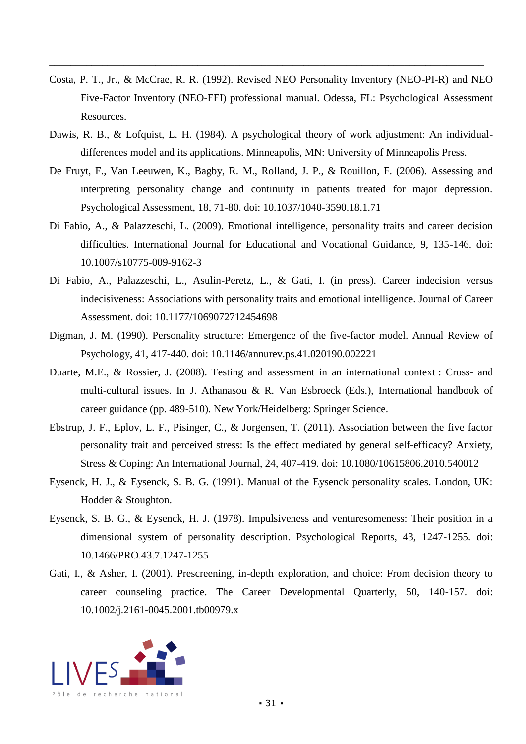Costa, P. T., Jr., & McCrae, R. R. (1992). Revised NEO Personality Inventory (NEO-PI-R) and NEO Five-Factor Inventory (NEO-FFI) professional manual. Odessa, FL: Psychological Assessment Resources.

Dawis, R. B., & Lofquist, L. H. (1984). A psychological theory of work adjustment: An individual-differences model and its applications. Minneapolis, MN: University of Minneapolis Press.

De Fruyt, F., Van Leeuwen, K., Bagby, R. M., Rolland, J. P., & Rouillon, F. (2006). Assessing and interpreting personality change and continuity in patients treated for major depression. Psychological Assessment, 18, 71-80. doi: 10.1037/1040-3590.18.1.71

Di Fabio, A., & Palazzeschi, L. (2009). Emotional intelligence, personality traits and career decision difficulties. International Journal for Educational and Vocational Guidance, 9, 135-146. doi: 10.1007/s10775-009-9162-3

Di Fabio, A., Palazzeschi, L., Asulin-Peretz, L., & Gati, I. (in press). Career indecision versus indecisiveness: Associations with personality traits and emotional intelligence. Journal of Career Assessment. doi: 10.1177/1069072712454698

Digman, J. M. (1990). Personality structure: Emergence of the five-factor model. Annual Review of Psychology, 41, 417-440. doi: 10.1146/annurev.ps.41.020190.002221

Duarte, M.E., & Rossier, J. (2008). Testing and assessment in an international context : Cross- and multi-cultural issues. In J. Athanasou & R. Van Esbroeck (Eds.), International handbook of career guidance (pp. 489-510). New York/Heidelberg: Springer Science.

Ebstrup, J. F., Eplov, L. F., Pisinger, C., & Jorgensen, T. (2011). Association between the five factor personality trait and perceived stress: Is the effect mediated by general self-efficacy? Anxiety, Stress & Coping: An International Journal, 24, 407-419. doi: 10.1080/10615806.2010.540012

Eysenck, H. J., & Eysenck, S. B. G. (1991). Manual of the Eysenck personality scales. London, UK: Hodder & Stoughton.

Eysenck, S. B. G., & Eysenck, H. J. (1978). Impulsiveness and venturesomeness: Their position in a dimensional system of personality description. Psychological Reports, 43, 1247-1255. doi: 10.1466/PRO.43.7.1247-1255

Gati, I., & Asher, I. (2001). Prescreening, in-depth exploration, and choice: From decision theory to career counseling practice. The Career Developmental Quarterly, 50, 140-157. doi: 10.1002/j.2161-0045.2001.tb00979.x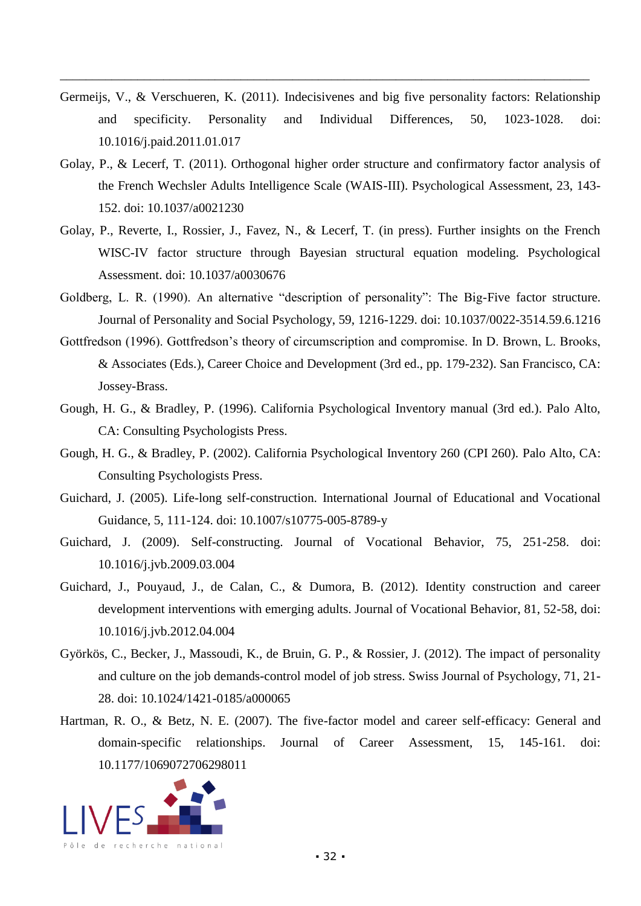Germeijs, V., & Verschueren, K. (2011). Indecisivenes and big five personality factors: Relationship and specificity. Personality and Individual Differences, 50, 1023-1028. doi: 10.1016/j.paid.2011.01.017

Golay, P., & Lecerf, T. (2011). Orthogonal higher order structure and confirmatory factor analysis of the French Wechsler Adults Intelligence Scale (WAIS-III). Psychological Assessment, 23, 143-152. doi: 10.1037/a0021230

Golay, P., Reverte, I., Rossier, J., Favez, N., & Lecerf, T. (in press). Further insights on the French WISC-IV factor structure through Bayesian structural equation modeling. Psychological Assessment. doi: 10.1037/a0030676

Goldberg, L. R. (1990). An alternative "description of personality": The Big-Five factor structure. Journal of Personality and Social Psychology, 59, 1216-1229. doi: 10.1037/0022-3514.59.6.1216

Gottfredson (1996). Gottfredson's theory of circumscription and compromise. In D. Brown, L. Brooks, & Associates (Eds.), Career Choice and Development (3rd ed., pp. 179-232). San Francisco, CA: Jossey-Brass.

Gough, H. G., & Bradley, P. (1996). California Psychological Inventory manual (3rd ed.). Palo Alto, CA: Consulting Psychologists Press.

Gough, H. G., & Bradley, P. (2002). California Psychological Inventory 260 (CPI 260). Palo Alto, CA: Consulting Psychologists Press.

Guichard, J. (2005). Life-long self-construction. International Journal of Educational and Vocational Guidance, 5, 111-124. doi: 10.1007/s10775-005-8789-y

Guichard, J. (2009). Self-constructing. Journal of Vocational Behavior, 75, 251-258. doi: 10.1016/j.jvb.2009.03.004

Guichard, J., Pouyaud, J., de Calan, C., & Dumora, B. (2012). Identity construction and career development interventions with emerging adults. Journal of Vocational Behavior, 81, 52-58, doi: 10.1016/j.jvb.2012.04.004

Györkös, C., Becker, J., Massoudi, K., de Bruin, G. P., & Rossier, J. (2012). The impact of personality and culture on the job demands-control model of job stress. Swiss Journal of Psychology, 71, 21-28. doi: 10.1024/1421-0185/a000065

Hartman, R. O., & Betz, N. E. (2007). The five-factor model and career self-efficacy: General and domain-specific relationships. Journal of Career Assessment, 15, 145-161. doi: 10.1177/1069072706298011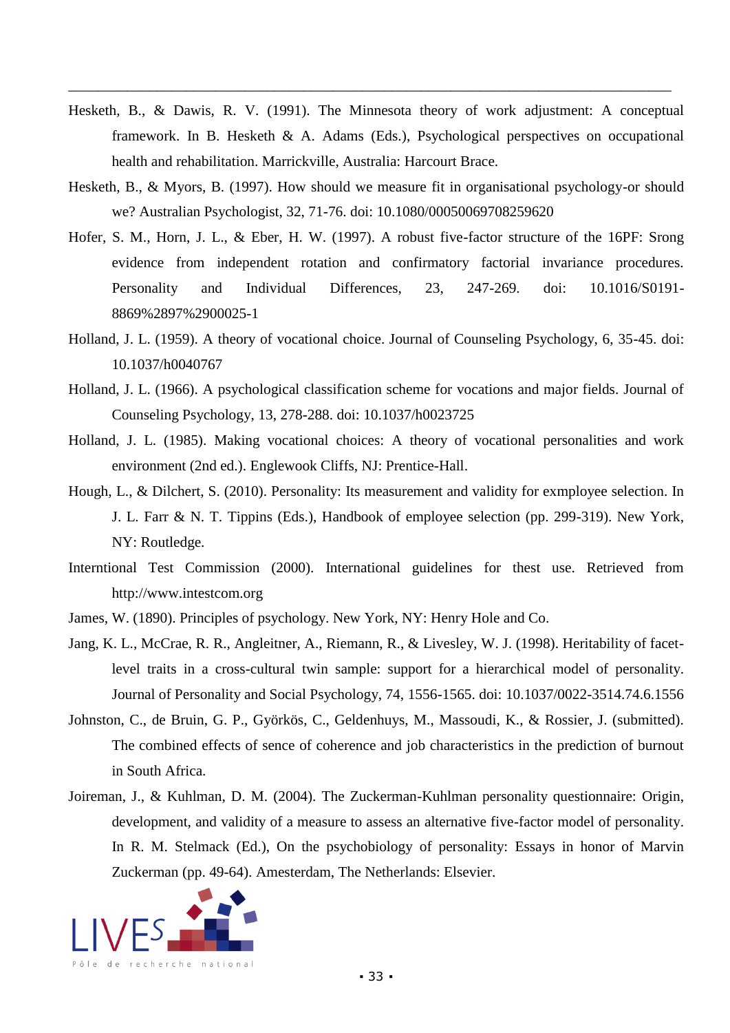Hesketh, B., & Dawis, R. V. (1991). The Minnesota theory of work adjustment: A conceptual framework. In B. Hesketh & A. Adams (Eds.), Psychological perspectives on occupational health and rehabilitation. Marrickville, Australia: Harcourt Brace.

Hesketh, B., & Myors, B. (1997). How should we measure fit in organisational psychology-or should we? Australian Psychologist, 32, 71-76. doi: 10.1080/00050069708259620

Hofer, S. M., Horn, J. L., & Eber, H. W. (1997). A robust five-factor structure of the 16PF: Srong evidence from independent rotation and confirmatory factorial invariance procedures. Personality and Individual Differences, 23, 247-269. doi: 10.1016/S0191-8869%2897%2900025-1

Holland, J. L. (1959). A theory of vocational choice. Journal of Counseling Psychology, 6, 35-45. doi: 10.1037/h0040767

Holland, J. L. (1966). A psychological classification scheme for vocations and major fields. Journal of Counseling Psychology, 13, 278-288. doi: 10.1037/h0023725

Holland, J. L. (1985). Making vocational choices: A theory of vocational personalities and work environment (2nd ed.). Englewook Cliffs, NJ: Prentice-Hall.

Hough, L., & Dilchert, S. (2010). Personality: Its measurement and validity for exmployee selection. In J. L. Farr & N. T. Tippins (Eds.), Handbook of employee selection (pp. 299-319). New York, NY: Routledge.

Interntional Test Commission (2000). International guidelines for thest use. Retrieved from http://www.intestcom.org

James, W. (1890). Principles of psychology. New York, NY: Henry Hole and Co.

Jang, K. L., McCrae, R. R., Angleitner, A., Riemann, R., & Livesley, W. J. (1998). Heritability of facet-level traits in a cross-cultural twin sample: support for a hierarchical model of personality. Journal of Personality and Social Psychology, 74, 1556-1565. doi: 10.1037/0022-3514.74.6.1556

Johnston, C., de Bruin, G. P., Györkös, C., Geldenhuys, M., Massoudi, K., & Rossier, J. (submitted). The combined effects of sence of coherence and job characteristics in the prediction of burnout in South Africa.

Joireman, J., & Kuhlman, D. M. (2004). The Zuckerman-Kuhlman personality questionnaire: Origin, development, and validity of a measure to assess an alternative five-factor model of personality. In R. M. Stelmack (Ed.), On the psychobiology of personality: Essays in honor of Marvin Zuckerman (pp. 49-64). Amesterdam, The Netherlands: Elsevier.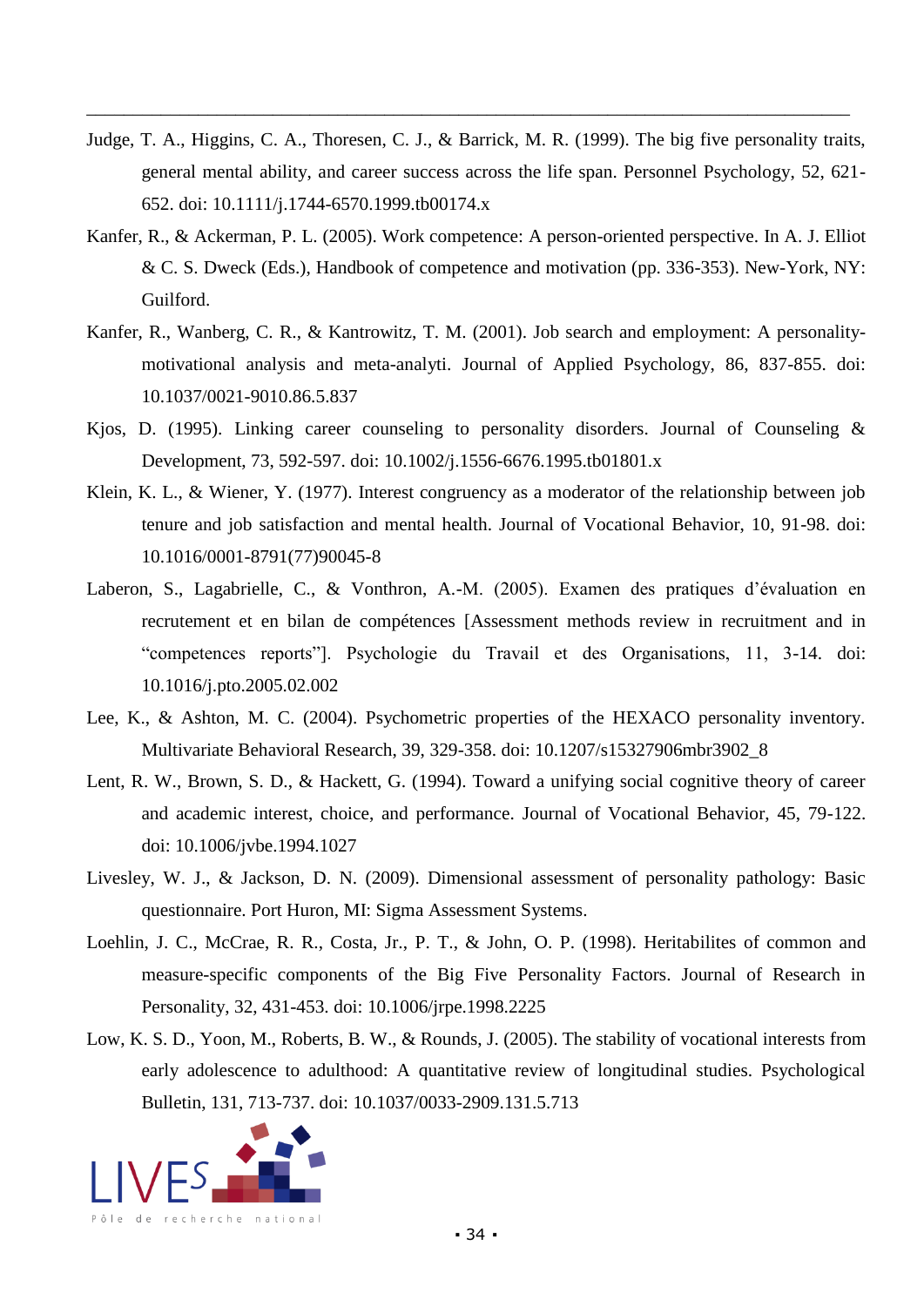Judge, T. A., Higgins, C. A., Thoresen, C. J., & Barrick, M. R. (1999). The big five personality traits, general mental ability, and career success across the life span. Personnel Psychology, 52, 621-652. doi: 10.1111/j.1744-6570.1999.tb00174.x

Kanfer, R., & Ackerman, P. L. (2005). Work competence: A person-oriented perspective. In A. J. Elliot & C. S. Dweck (Eds.), Handbook of competence and motivation (pp. 336-353). New-York, NY: Guilford.

Kanfer, R., Wanberg, C. R., & Kantrowitz, T. M. (2001). Job search and employment: A personality-motivational analysis and meta-analyti. Journal of Applied Psychology, 86, 837-855. doi: 10.1037/0021-9010.86.5.837

Kjos, D. (1995). Linking career counseling to personality disorders. Journal of Counseling & Development, 73, 592-597. doi: 10.1002/j.1556-6676.1995.tb01801.x

Klein, K. L., & Wiener, Y. (1977). Interest congruency as a moderator of the relationship between job tenure and job satisfaction and mental health. Journal of Vocational Behavior, 10, 91-98. doi: 10.1016/0001-8791(77)90045-8

Laberon, S., Lagabrielle, C., & Vonthron, A.-M. (2005). Examen des pratiques d'évaluation en recrutement et en bilan de compétences [Assessment methods review in recruitment and in "competences reports"]. Psychologie du Travail et des Organisations, 11, 3-14. doi: 10.1016/j.pto.2005.02.002

Lee, K., & Ashton, M. C. (2004). Psychometric properties of the HEXACO personality inventory. Multivariate Behavioral Research, 39, 329-358. doi: 10.1207/s15327906mbr3902_8

Lent, R. W., Brown, S. D., & Hackett, G. (1994). Toward a unifying social cognitive theory of career and academic interest, choice, and performance. Journal of Vocational Behavior, 45, 79-122. doi: 10.1006/jvbe.1994.1027

Livesley, W. J., & Jackson, D. N. (2009). Dimensional assessment of personality pathology: Basic questionnaire. Port Huron, MI: Sigma Assessment Systems.

Loehlin, J. C., McCrae, R. R., Costa, Jr., P. T., & John, O. P. (1998). Heritabilites of common and measure-specific components of the Big Five Personality Factors. Journal of Research in Personality, 32, 431-453. doi: 10.1006/jrpe.1998.2225

Low, K. S. D., Yoon, M., Roberts, B. W., & Rounds, J. (2005). The stability of vocational interests from early adolescence to adulthood: A quantitative review of longitudinal studies. Psychological Bulletin, 131, 713-737. doi: 10.1037/0033-2909.131.5.713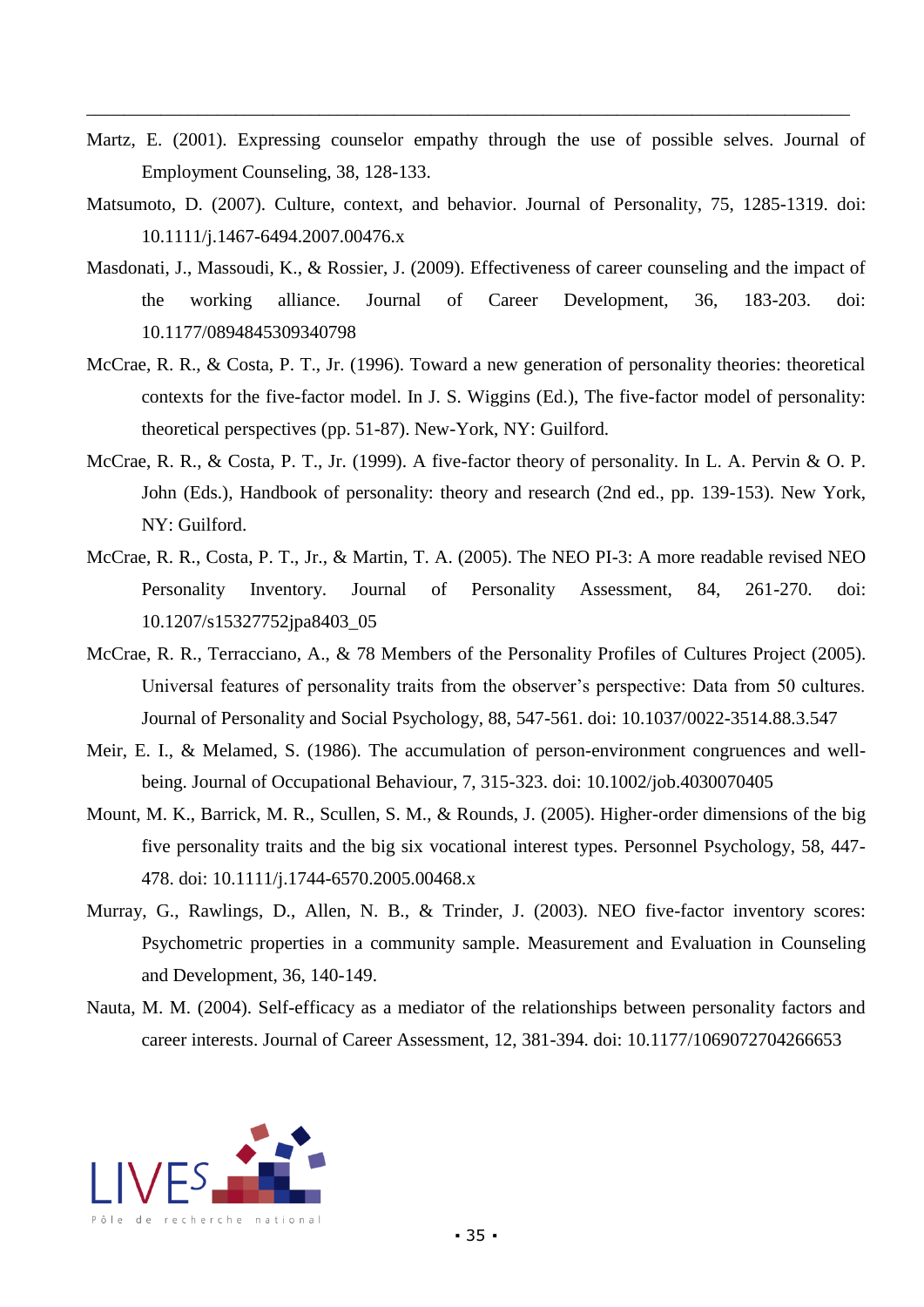Martz, E. (2001). Expressing counselor empathy through the use of possible selves. Journal of Employment Counseling, 38, 128-133.

Matsumoto, D. (2007). Culture, context, and behavior. Journal of Personality, 75, 1285-1319. doi: 10.1111/j.1467-6494.2007.00476.x

Masdonati, J., Massoudi, K., & Rossier, J. (2009). Effectiveness of career counseling and the impact of the working alliance. Journal of Career Development, 36, 183-203. doi: 10.1177/0894845309340798

McCrae, R. R., & Costa, P. T., Jr. (1996). Toward a new generation of personality theories: theoretical contexts for the five-factor model. In J. S. Wiggins (Ed.), The five-factor model of personality: theoretical perspectives (pp. 51-87). New-York, NY: Guilford.

McCrae, R. R., & Costa, P. T., Jr. (1999). A five-factor theory of personality. In L. A. Pervin & O. P. John (Eds.), Handbook of personality: theory and research (2nd ed., pp. 139-153). New York, NY: Guilford.

McCrae, R. R., Costa, P. T., Jr., & Martin, T. A. (2005). The NEO PI-3: A more readable revised NEO Personality Inventory. Journal of Personality Assessment, 84, 261-270. doi: 10.1207/s15327752jpa8403_05

McCrae, R. R., Terracciano, A., & 78 Members of the Personality Profiles of Cultures Project (2005). Universal features of personality traits from the observer's perspective: Data from 50 cultures. Journal of Personality and Social Psychology, 88, 547-561. doi: 10.1037/0022-3514.88.3.547

Meir, E. I., & Melamed, S. (1986). The accumulation of person-environment congruences and well-being. Journal of Occupational Behaviour, 7, 315-323. doi: 10.1002/job.4030070405

Mount, M. K., Barrick, M. R., Scullen, S. M., & Rounds, J. (2005). Higher-order dimensions of the big five personality traits and the big six vocational interest types. Personnel Psychology, 58, 447-478. doi: 10.1111/j.1744-6570.2005.00468.x

Murray, G., Rawlings, D., Allen, N. B., & Trinder, J. (2003). NEO five-factor inventory scores: Psychometric properties in a community sample. Measurement and Evaluation in Counseling and Development, 36, 140-149.

Nauta, M. M. (2004). Self-efficacy as a mediator of the relationships between personality factors and career interests. Journal of Career Assessment, 12, 381-394. doi: 10.1177/1069072704266653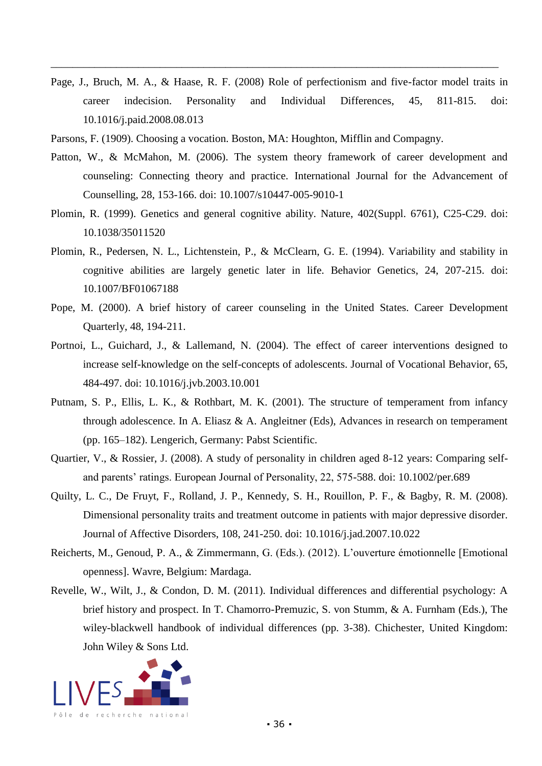Page, J., Bruch, M. A., & Haase, R. F. (2008) Role of perfectionism and five-factor model traits in career indecision. Personality and Individual Differences, 45, 811-815. doi: 10.1016/j.paid.2008.08.013

Parsons, F. (1909). Choosing a vocation. Boston, MA: Houghton, Mifflin and Compagny.

Patton, W., & McMahon, M. (2006). The system theory framework of career development and counseling: Connecting theory and practice. International Journal for the Advancement of Counselling, 28, 153-166. doi: 10.1007/s10447-005-9010-1

Plomin, R. (1999). Genetics and general cognitive ability. Nature, 402(Suppl. 6761), C25-C29. doi: 10.1038/35011520

Plomin, R., Pedersen, N. L., Lichtenstein, P., & McClearn, G. E. (1994). Variability and stability in cognitive abilities are largely genetic later in life. Behavior Genetics, 24, 207-215. doi: 10.1007/BF01067188

Pope, M. (2000). A brief history of career counseling in the United States. Career Development Quarterly, 48, 194-211.

Portnoi, L., Guichard, J., & Lallemand, N. (2004). The effect of career interventions designed to increase self-knowledge on the self-concepts of adolescents. Journal of Vocational Behavior, 65, 484-497. doi: 10.1016/j.jvb.2003.10.001

Putnam, S. P., Ellis, L. K., & Rothbart, M. K. (2001). The structure of temperament from infancy through adolescence. In A. Eliasz & A. Angleitner (Eds), Advances in research on temperament (pp. 165–182). Lengerich, Germany: Pabst Scientific.

Quartier, V., & Rossier, J. (2008). A study of personality in children aged 8-12 years: Comparing self- and parents' ratings. European Journal of Personality, 22, 575-588. doi: 10.1002/per.689

Quilty, L. C., De Fruyt, F., Rolland, J. P., Kennedy, S. H., Rouillon, P. F., & Bagby, R. M. (2008). Dimensional personality traits and treatment outcome in patients with major depressive disorder. Journal of Affective Disorders, 108, 241-250. doi: 10.1016/j.jad.2007.10.022

Reicherts, M., Genoud, P. A., & Zimmermann, G. (Eds.). (2012). L'ouverture émotionnelle [Emotional openness]. Wavre, Belgium: Mardaga.

Revelle, W., Wilt, J., & Condon, D. M. (2011). Individual differences and differential psychology: A brief history and prospect. In T. Chamorro-Premuzic, S. von Stumm, & A. Furnham (Eds.), The wiley-blackwell handbook of individual differences (pp. 3-38). Chichester, United Kingdom: John Wiley & Sons Ltd.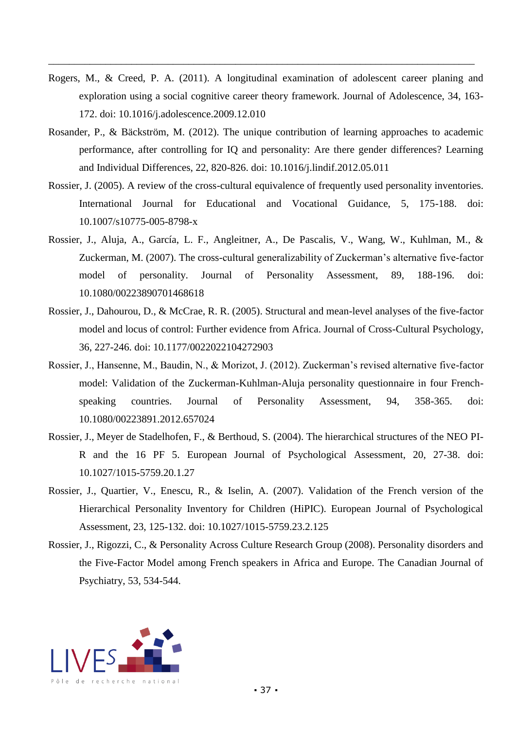Rogers, M., & Creed, P. A. (2011). A longitudinal examination of adolescent career planing and exploration using a social cognitive career theory framework. Journal of Adolescence, 34, 163-172. doi: 10.1016/j.adolescence.2009.12.010

Rosander, P., & Bäckström, M. (2012). The unique contribution of learning approaches to academic performance, after controlling for IQ and personality: Are there gender differences? Learning and Individual Differences, 22, 820-826. doi: 10.1016/j.lindif.2012.05.011

Rossier, J. (2005). A review of the cross-cultural equivalence of frequently used personality inventories. International Journal for Educational and Vocational Guidance, 5, 175-188. doi: 10.1007/s10775-005-8798-x

Rossier, J., Aluja, A., García, L. F., Angleitner, A., De Pascalis, V., Wang, W., Kuhlman, M., & Zuckerman, M. (2007). The cross-cultural generalizability of Zuckerman's alternative five-factor model of personality. Journal of Personality Assessment, 89, 188-196. doi: 10.1080/00223890701468618

Rossier, J., Dahourou, D., & McCrae, R. R. (2005). Structural and mean-level analyses of the five-factor model and locus of control: Further evidence from Africa. Journal of Cross-Cultural Psychology, 36, 227-246. doi: 10.1177/0022022104272903

Rossier, J., Hansenne, M., Baudin, N., & Morizot, J. (2012). Zuckerman's revised alternative five-factor model: Validation of the Zuckerman-Kuhlman-Aluja personality questionnaire in four French-speaking countries. Journal of Personality Assessment, 94, 358-365. doi: 10.1080/00223891.2012.657024

Rossier, J., Meyer de Stadelhofen, F., & Berthoud, S. (2004). The hierarchical structures of the NEO PI-R and the 16 PF 5. European Journal of Psychological Assessment, 20, 27-38. doi: 10.1027/1015-5759.20.1.27

Rossier, J., Quartier, V., Enescu, R., & Iselin, A. (2007). Validation of the French version of the Hierarchical Personality Inventory for Children (HiPIC). European Journal of Psychological Assessment, 23, 125-132. doi: 10.1027/1015-5759.23.2.125

Rossier, J., Rigozzi, C., & Personality Across Culture Research Group (2008). Personality disorders and the Five-Factor Model among French speakers in Africa and Europe. The Canadian Journal of Psychiatry, 53, 534-544.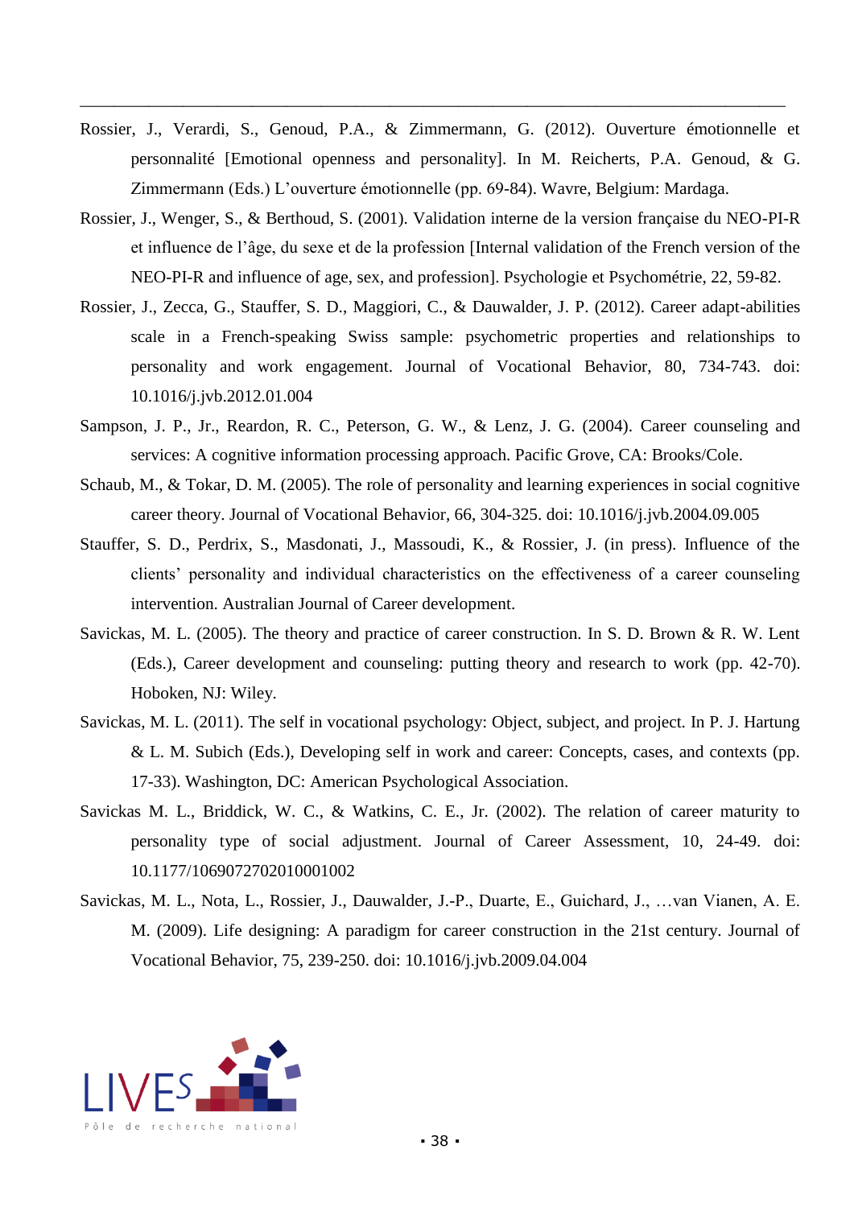Rossier, J., Verardi, S., Genoud, P.A., & Zimmermann, G. (2012). Ouverture émotionnelle et personnalité [Emotional openness and personality]. In M. Reicherts, P.A. Genoud, & G. Zimmermann (Eds.) L'ouverture émotionnelle (pp. 69-84). Wavre, Belgium: Mardaga.

Rossier, J., Wenger, S., & Berthoud, S. (2001). Validation interne de la version française du NEO-PI-R et influence de l'âge, du sexe et de la profession [Internal validation of the French version of the NEO-PI-R and influence of age, sex, and profession]. Psychologie et Psychométrie, 22, 59-82.

Rossier, J., Zecca, G., Stauffer, S. D., Maggiori, C., & Dauwalder, J. P. (2012). Career adapt-abilities scale in a French-speaking Swiss sample: psychometric properties and relationships to personality and work engagement. Journal of Vocational Behavior, 80, 734-743. doi: 10.1016/j.jvb.2012.01.004

Sampson, J. P., Jr., Reardon, R. C., Peterson, G. W., & Lenz, J. G. (2004). Career counseling and services: A cognitive information processing approach. Pacific Grove, CA: Brooks/Cole.

Schaub, M., & Tokar, D. M. (2005). The role of personality and learning experiences in social cognitive career theory. Journal of Vocational Behavior, 66, 304-325. doi: 10.1016/j.jvb.2004.09.005

Stauffer, S. D., Perdrix, S., Masdonati, J., Massoudi, K., & Rossier, J. (in press). Influence of the clients' personality and individual characteristics on the effectiveness of a career counseling intervention. Australian Journal of Career development.

Savickas, M. L. (2005). The theory and practice of career construction. In S. D. Brown & R. W. Lent (Eds.), Career development and counseling: putting theory and research to work (pp. 42-70). Hoboken, NJ: Wiley.

Savickas, M. L. (2011). The self in vocational psychology: Object, subject, and project. In P. J. Hartung & L. M. Subich (Eds.), Developing self in work and career: Concepts, cases, and contexts (pp. 17-33). Washington, DC: American Psychological Association.

Savickas M. L., Briddick, W. C., & Watkins, C. E., Jr. (2002). The relation of career maturity to personality type of social adjustment. Journal of Career Assessment, 10, 24-49. doi: 10.1177/1069072702010001002

Savickas, M. L., Nota, L., Rossier, J., Dauwalder, J.-P., Duarte, E., Guichard, J., …van Vianen, A. E. M. (2009). Life designing: A paradigm for career construction in the 21st century. Journal of Vocational Behavior, 75, 239-250. doi: 10.1016/j.jvb.2009.04.004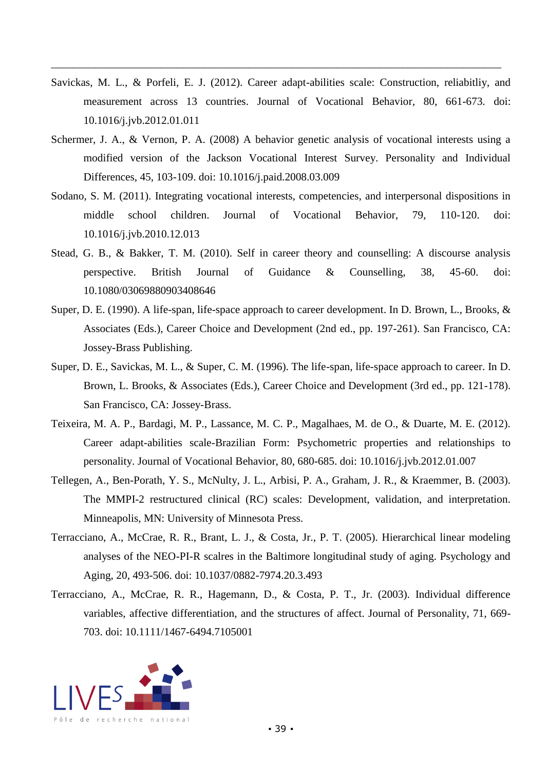Savickas, M. L., & Porfeli, E. J. (2012). Career adapt-abilities scale: Construction, reliabitliy, and measurement across 13 countries. Journal of Vocational Behavior, 80, 661-673. doi: 10.1016/j.jvb.2012.01.011

Schermer, J. A., & Vernon, P. A. (2008) A behavior genetic analysis of vocational interests using a modified version of the Jackson Vocational Interest Survey. Personality and Individual Differences, 45, 103-109. doi: 10.1016/j.paid.2008.03.009

Sodano, S. M. (2011). Integrating vocational interests, competencies, and interpersonal dispositions in middle school children. Journal of Vocational Behavior, 79, 110-120. doi: 10.1016/j.jvb.2010.12.013

Stead, G. B., & Bakker, T. M. (2010). Self in career theory and counselling: A discourse analysis perspective. British Journal of Guidance & Counselling, 38, 45-60. doi: 10.1080/03069880903408646

Super, D. E. (1990). A life-span, life-space approach to career development. In D. Brown, L., Brooks, & Associates (Eds.), Career Choice and Development (2nd ed., pp. 197-261). San Francisco, CA: Jossey-Brass Publishing.

Super, D. E., Savickas, M. L., & Super, C. M. (1996). The life-span, life-space approach to career. In D. Brown, L. Brooks, & Associates (Eds.), Career Choice and Development (3rd ed., pp. 121-178). San Francisco, CA: Jossey-Brass.

Teixeira, M. A. P., Bardagi, M. P., Lassance, M. C. P., Magalhaes, M. de O., & Duarte, M. E. (2012). Career adapt-abilities scale-Brazilian Form: Psychometric properties and relationships to personality. Journal of Vocational Behavior, 80, 680-685. doi: 10.1016/j.jvb.2012.01.007

Tellegen, A., Ben-Porath, Y. S., McNulty, J. L., Arbisi, P. A., Graham, J. R., & Kraemmer, B. (2003). The MMPI-2 restructured clinical (RC) scales: Development, validation, and interpretation. Minneapolis, MN: University of Minnesota Press.

Terracciano, A., McCrae, R. R., Brant, L. J., & Costa, Jr., P. T. (2005). Hierarchical linear modeling analyses of the NEO-PI-R scalres in the Baltimore longitudinal study of aging. Psychology and Aging, 20, 493-506. doi: 10.1037/0882-7974.20.3.493

Terracciano, A., McCrae, R. R., Hagemann, D., & Costa, P. T., Jr. (2003). Individual difference variables, affective differentiation, and the structures of affect. Journal of Personality, 71, 669-703. doi: 10.1111/1467-6494.7105001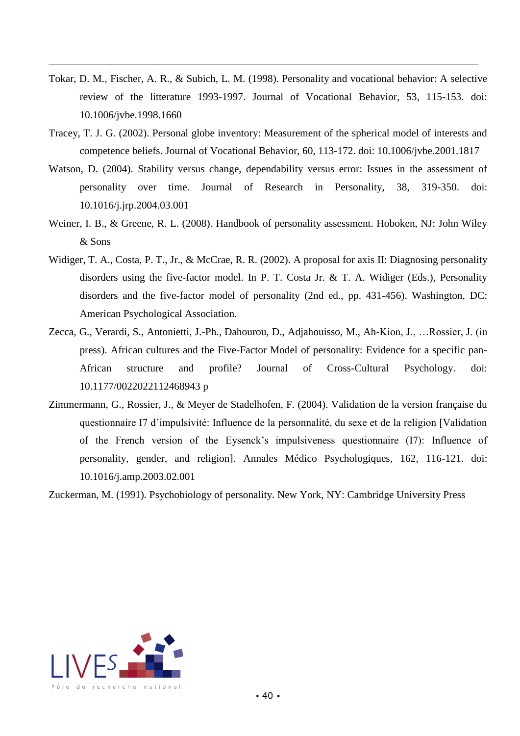Tokar, D. M., Fischer, A. R., & Subich, L. M. (1998). Personality and vocational behavior: A selective review of the litterature 1993-1997. Journal of Vocational Behavior, 53, 115-153. doi: 10.1006/jvbe.1998.1660

Tracey, T. J. G. (2002). Personal globe inventory: Measurement of the spherical model of interests and competence beliefs. Journal of Vocational Behavior, 60, 113-172. doi: 10.1006/jvbe.2001.1817

Watson, D. (2004). Stability versus change, dependability versus error: Issues in the assessment of personality over time. Journal of Research in Personality, 38, 319-350. doi: 10.1016/j.jrp.2004.03.001

Weiner, I. B., & Greene, R. L. (2008). Handbook of personality assessment. Hoboken, NJ: John Wiley & Sons

Widiger, T. A., Costa, P. T., Jr., & McCrae, R. R. (2002). A proposal for axis II: Diagnosing personality disorders using the five-factor model. In P. T. Costa Jr. & T. A. Widiger (Eds.), Personality disorders and the five-factor model of personality (2nd ed., pp. 431-456). Washington, DC: American Psychological Association.

Zecca, G., Verardi, S., Antonietti, J.-Ph., Dahourou, D., Adjahouisso, M., Ah-Kion, J., …Rossier, J. (in press). African cultures and the Five-Factor Model of personality: Evidence for a specific pan-African structure and profile? Journal of Cross-Cultural Psychology. doi: 10.1177/0022022112468943 p

Zimmermann, G., Rossier, J., & Meyer de Stadelhofen, F. (2004). Validation de la version française du questionnaire I7 d'impulsivité: Influence de la personnalité, du sexe et de la religion [Validation of the French version of the Eysenck's impulsiveness questionnaire (I7): Influence of personality, gender, and religion]. Annales Médico Psychologiques, 162, 116-121. doi: 10.1016/j.amp.2003.02.001

Zuckerman, M. (1991). Psychobiology of personality. New York, NY: Cambridge University Press